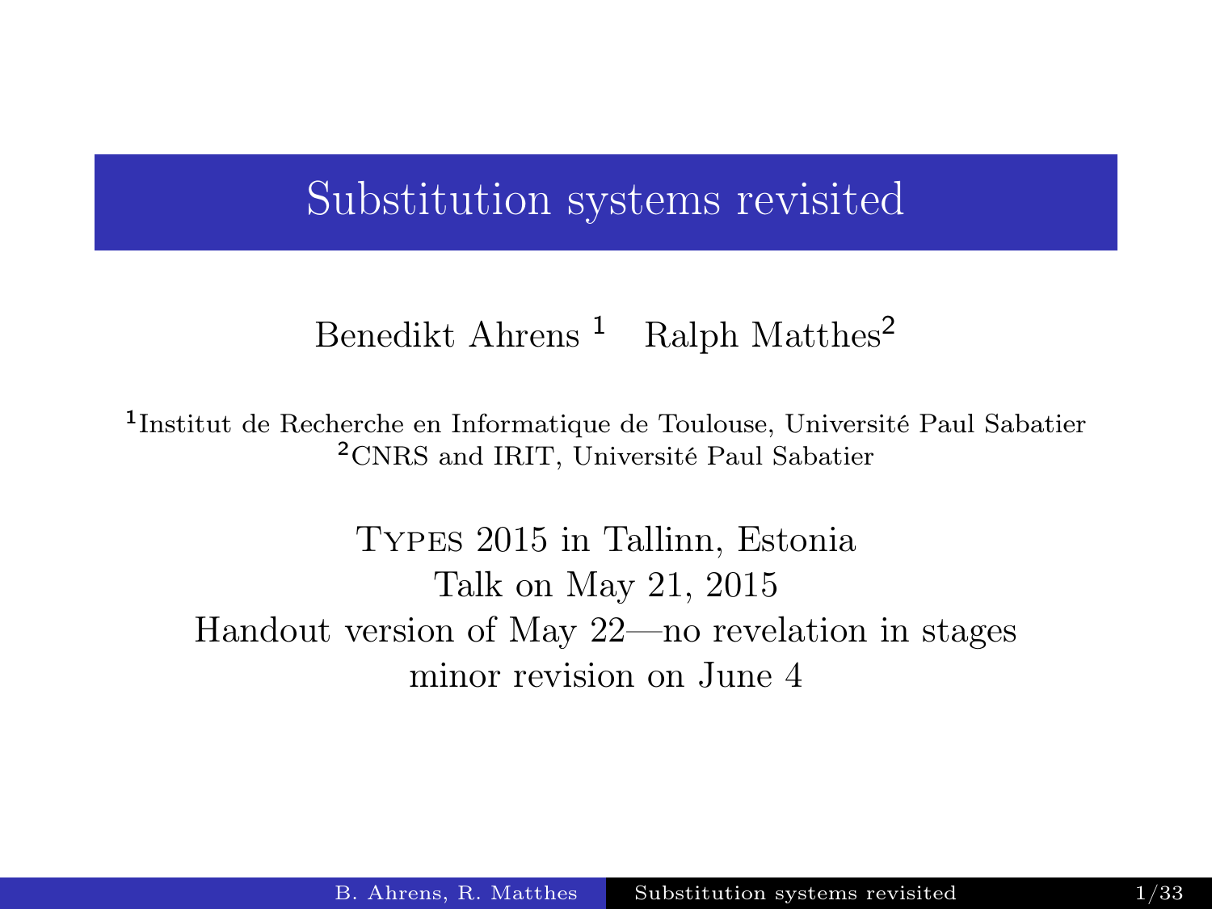# Substitution systems revisited

Benedikt Ahrens [1] Ralph Matthes[2]

[1]Institut de Recherche en Informatique de Toulouse, Université Paul Sabatier
[2]CNRS and IRIT, Université Paul Sabatier

Types 2015 in Tallinn, Estonia
Talk on May 21, 2015
Handout version of May 22—no revelation in stages
minor revision on June 4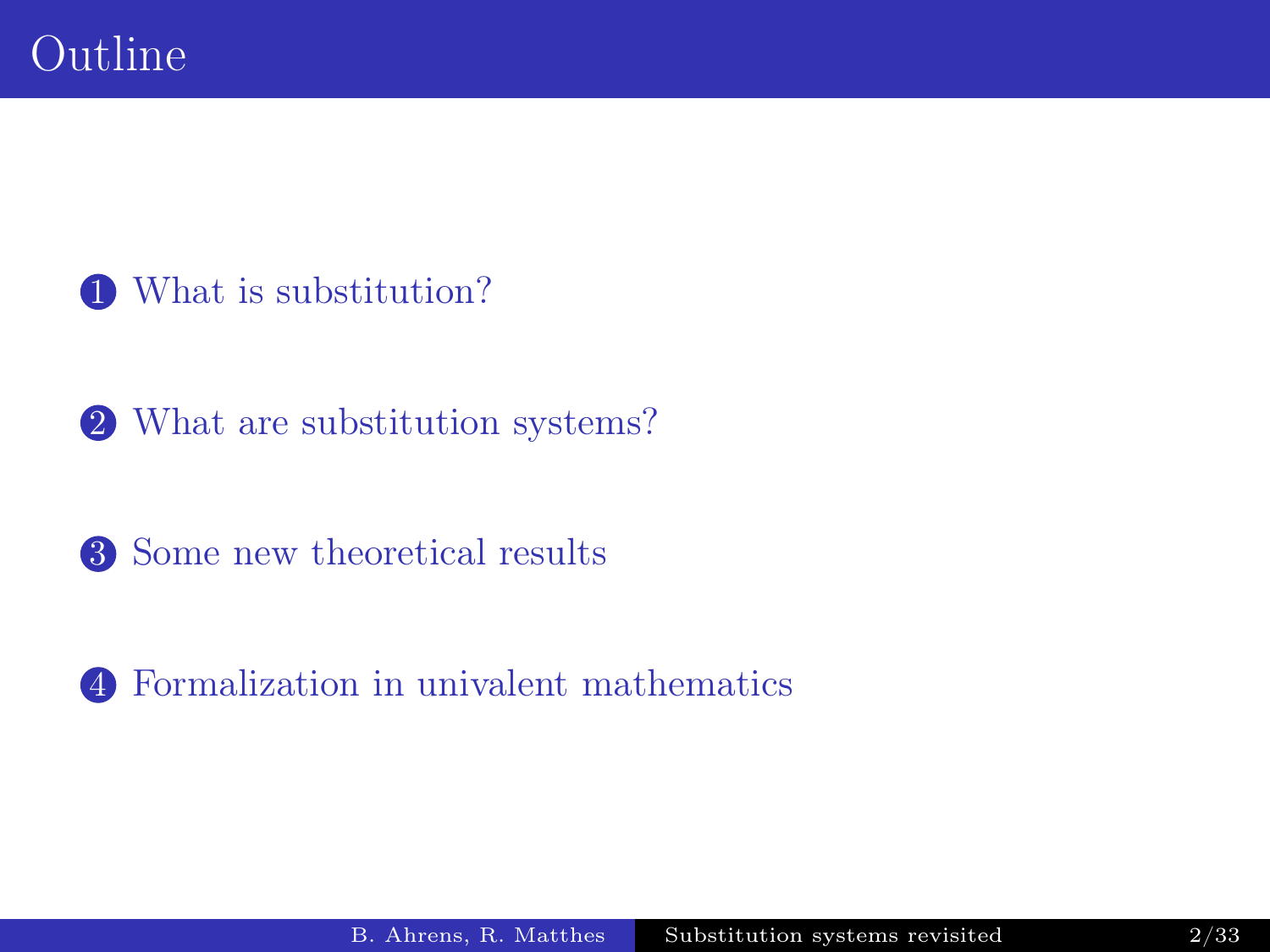# Outline

1. What is substitution?
2. What are substitution systems?
3. Some new theoretical results
4. Formalization in univalent mathematics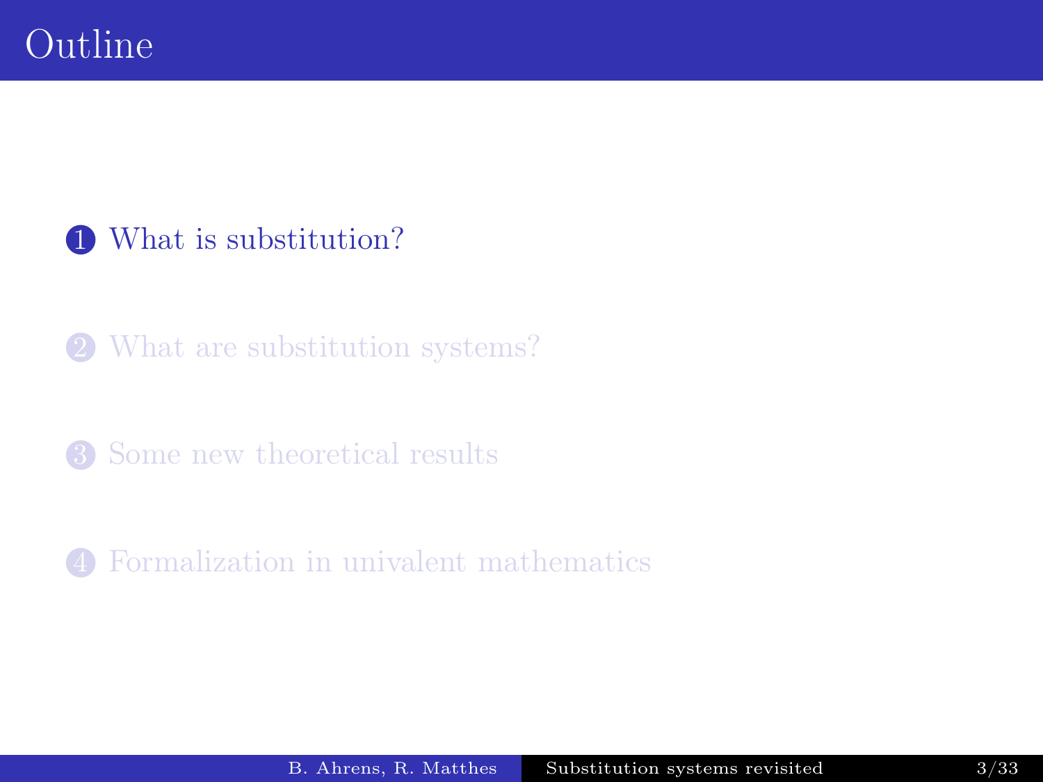# Outline

1. What is substitution?
2. What are substitution systems?
3. Some new theoretical results
4. Formalization in univalent mathematics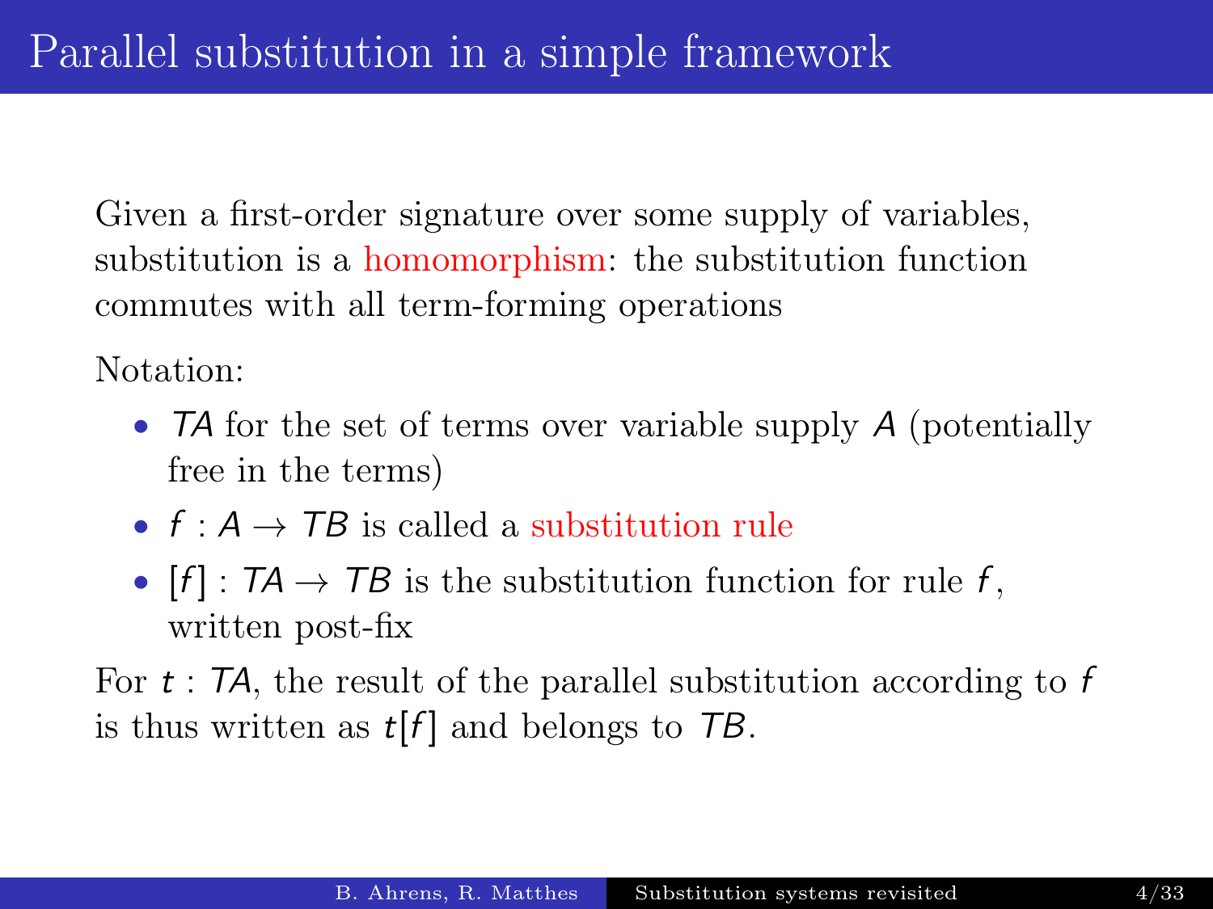# Parallel substitution in a simple framework

Given a first-order signature over some supply of variables, substitution is a homomorphism: the substitution function commutes with all term-forming operations

Notation:

- $TA$ for the set of terms over variable supply $A$ (potentially free in the terms)
- $f : A \to TB$ is called a substitution rule
- $[f] : TA \to TB$ is the substitution function for rule $f$, written post-fix

For $t : TA$, the result of the parallel substitution according to $f$ is thus written as $t[f]$ and belongs to $TB$.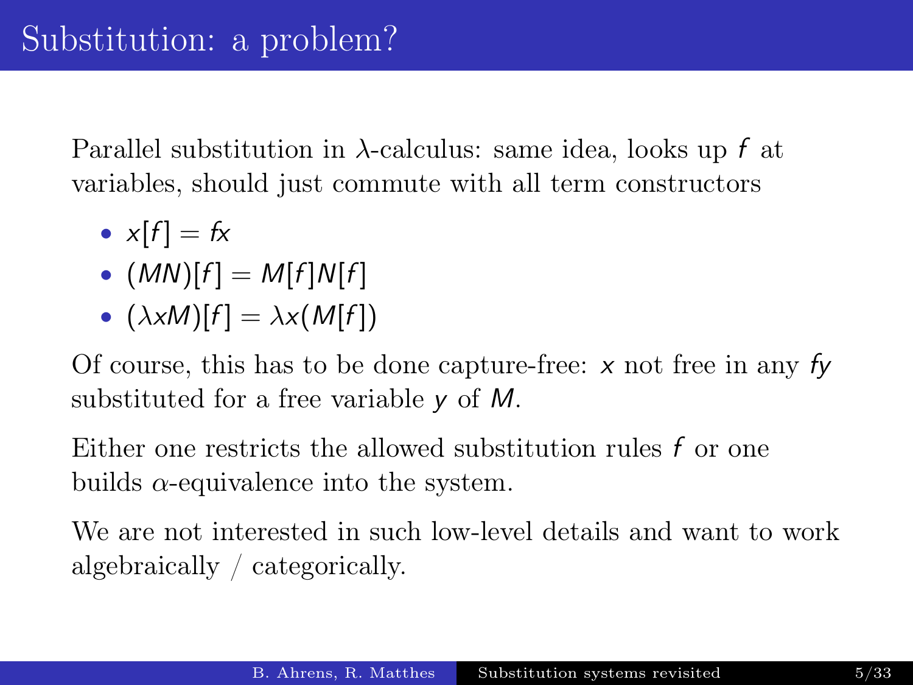# Substitution: a problem?

Parallel substitution in $\lambda$-calculus: same idea, looks up $f$ at variables, should just commute with all term constructors

- $x[f] = fx$
- $(MN)[f] = M[f]N[f]$
- $(\lambda x M)[f] = \lambda x(M[f])$

Of course, this has to be done capture-free: $x$ not free in any $fy$ substituted for a free variable $y$ of $M$.

Either one restricts the allowed substitution rules $f$ or one builds $\alpha$-equivalence into the system.

We are not interested in such low-level details and want to work algebraically / categorically.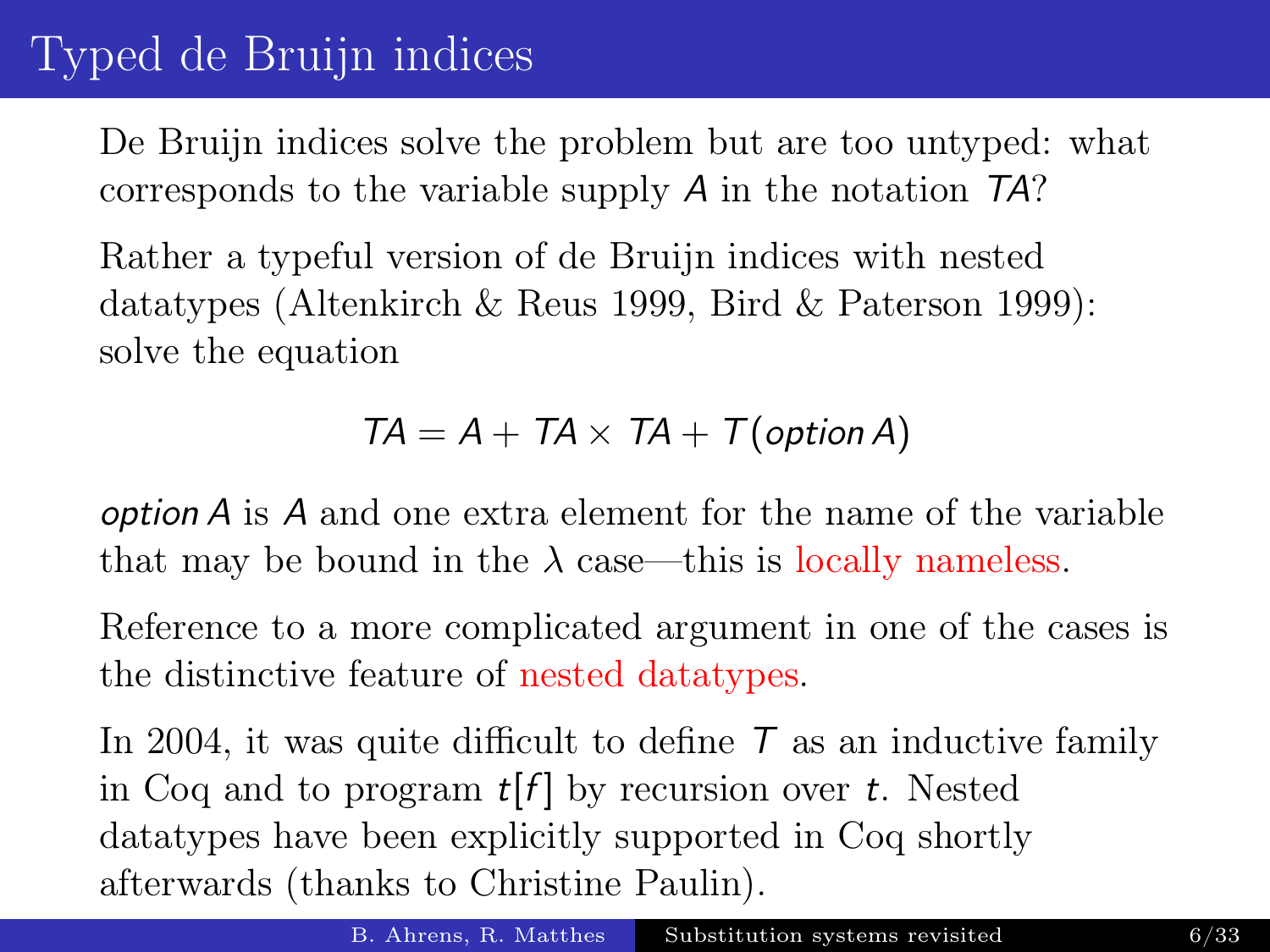# Typed de Bruijn indices

De Bruijn indices solve the problem but are too untyped: what corresponds to the variable supply $A$ in the notation $TA$?

Rather a typeful version of de Bruijn indices with nested datatypes (Altenkirch & Reus 1999, Bird & Paterson 1999): solve the equation

$$TA = A + TA \times TA + T(\mathit{option}\, A)$$

$\mathit{option}\, A$ is $A$ and one extra element for the name of the variable that may be bound in the $\lambda$ case—this is locally nameless.

Reference to a more complicated argument in one of the cases is the distinctive feature of nested datatypes.

In 2004, it was quite difficult to define $T$ as an inductive family in Coq and to program $t[f]$ by recursion over $t$. Nested datatypes have been explicitly supported in Coq shortly afterwards (thanks to Christine Paulin).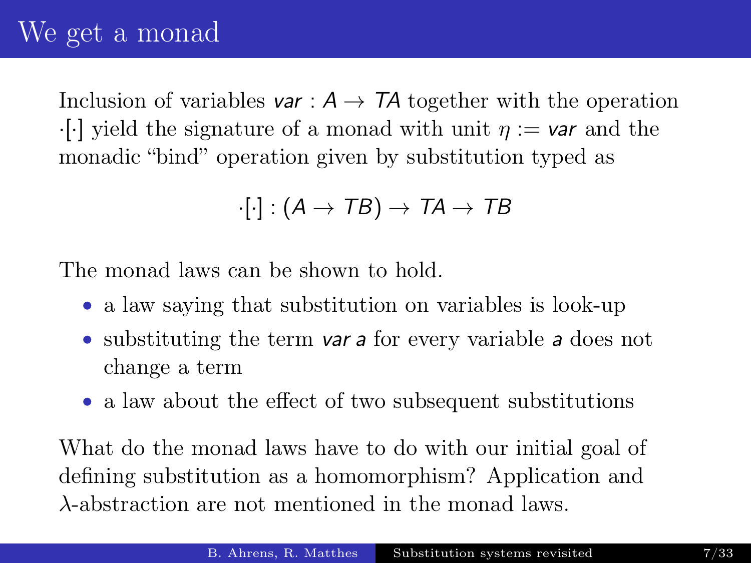# We get a monad

Inclusion of variables $\mathit{var} : A \to TA$ together with the operation $\cdot[\cdot]$ yield the signature of a monad with unit $\eta := \mathit{var}$ and the monadic "bind" operation given by substitution typed as

$$\cdot[\cdot] : (A \to TB) \to TA \to TB$$

The monad laws can be shown to hold.

- a law saying that substitution on variables is look-up
- substituting the term $\mathit{var}\ a$ for every variable $a$ does not change a term
- a law about the effect of two subsequent substitutions

What do the monad laws have to do with our initial goal of defining substitution as a homomorphism? Application and $\lambda$-abstraction are not mentioned in the monad laws.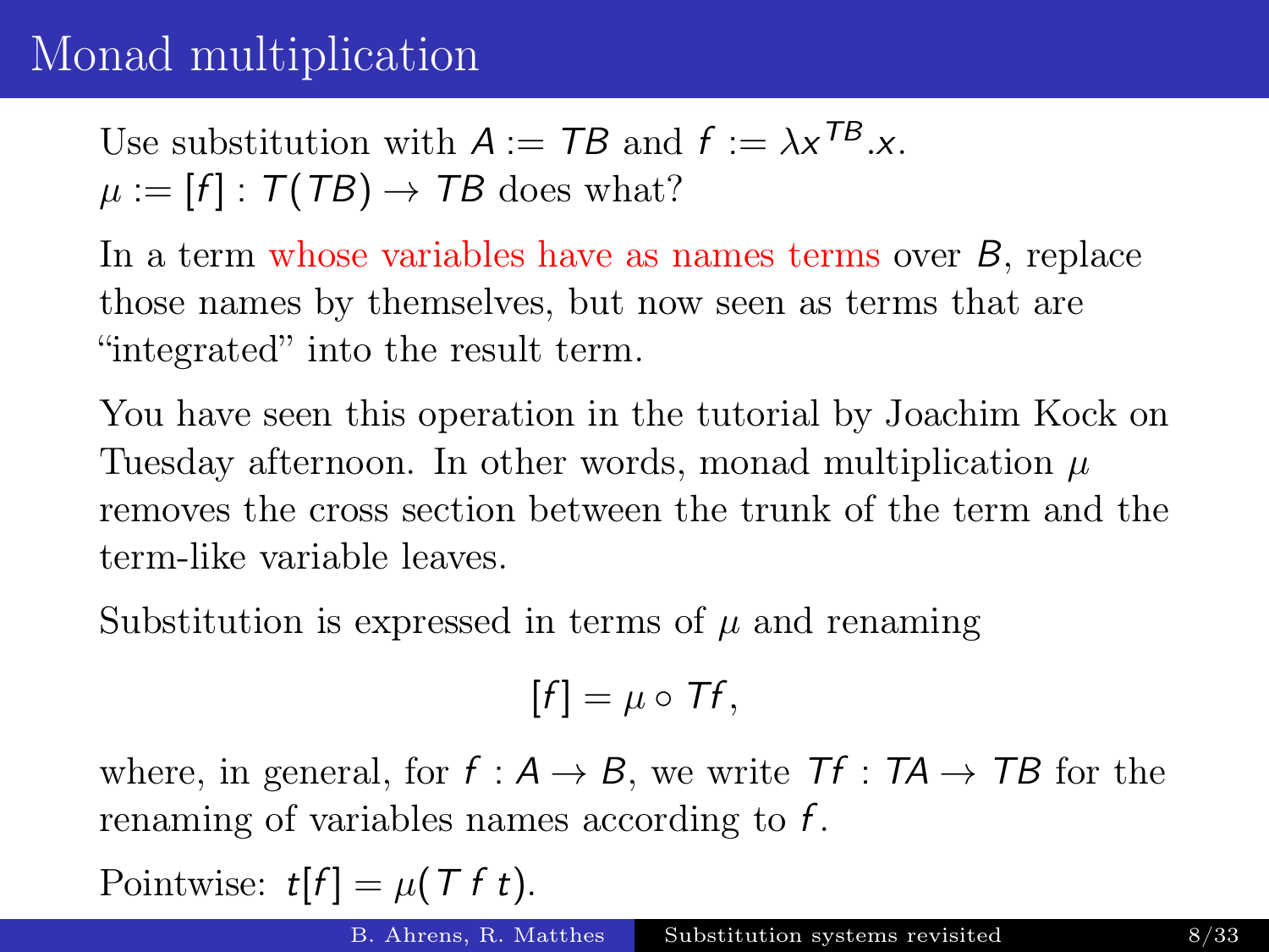# Monad multiplication

Use substitution with $A := TB$ and $f := \lambda x^{TB}.x$.
$\mu := [f] : T(TB) \to TB$ does what?

In a term whose variables have as names terms over $B$, replace those names by themselves, but now seen as terms that are "integrated" into the result term.

You have seen this operation in the tutorial by Joachim Kock on Tuesday afternoon. In other words, monad multiplication $\mu$ removes the cross section between the trunk of the term and the term-like variable leaves.

Substitution is expressed in terms of $\mu$ and renaming

$$[f] = \mu \circ Tf,$$

where, in general, for $f : A \to B$, we write $Tf : TA \to TB$ for the renaming of variables names according to $f$.

Pointwise: $t[f] = \mu(T\ f\ t)$.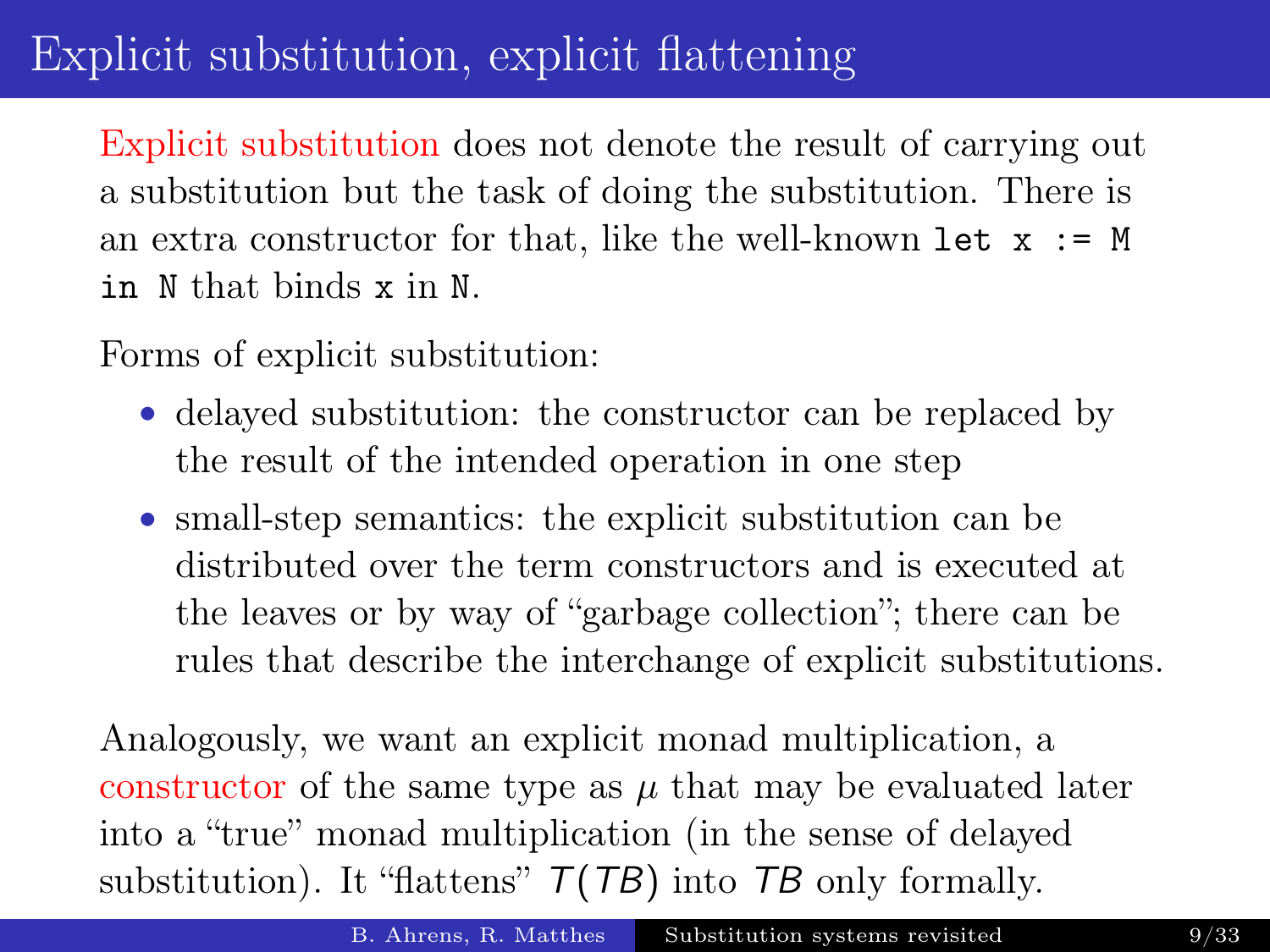# Explicit substitution, explicit flattening

Explicit substitution does not denote the result of carrying out a substitution but the task of doing the substitution. There is an extra constructor for that, like the well-known `let x := M in N` that binds `x` in `N`.

Forms of explicit substitution:

- delayed substitution: the constructor can be replaced by the result of the intended operation in one step
- small-step semantics: the explicit substitution can be distributed over the term constructors and is executed at the leaves or by way of "garbage collection"; there can be rules that describe the interchange of explicit substitutions.

Analogously, we want an explicit monad multiplication, a constructor of the same type as $\mu$ that may be evaluated later into a "true" monad multiplication (in the sense of delayed substitution). It "flattens" $T(TB)$ into $TB$ only formally.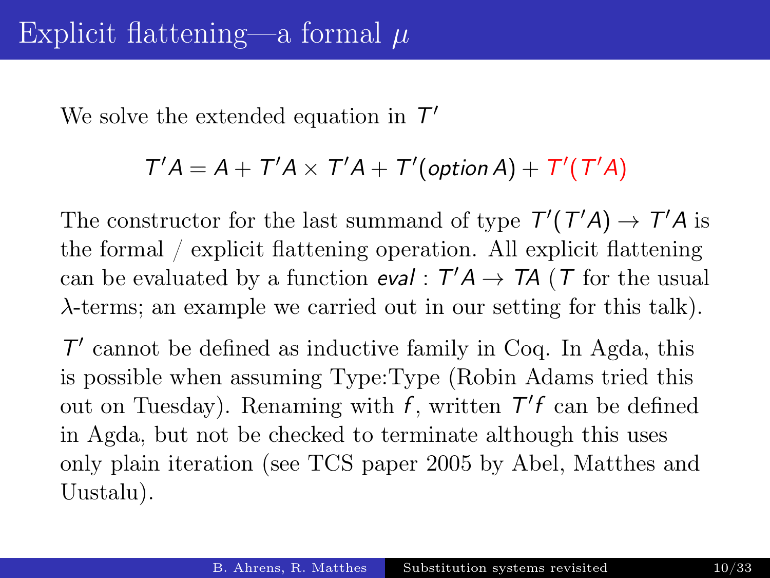# Explicit flattening—a formal $\mu$

We solve the extended equation in $T'$

$$T'A = A + T'A \times T'A + T'(option\, A) + T'(T'A)$$

The constructor for the last summand of type $T'(T'A) \to T'A$ is the formal / explicit flattening operation. All explicit flattening can be evaluated by a function $eval : T'A \to TA$ ($T$ for the usual $\lambda$-terms; an example we carried out in our setting for this talk).

$T'$ cannot be defined as inductive family in Coq. In Agda, this is possible when assuming Type:Type (Robin Adams tried this out on Tuesday). Renaming with $f$, written $T'f$ can be defined in Agda, but not be checked to terminate although this uses only plain iteration (see TCS paper 2005 by Abel, Matthes and Uustalu).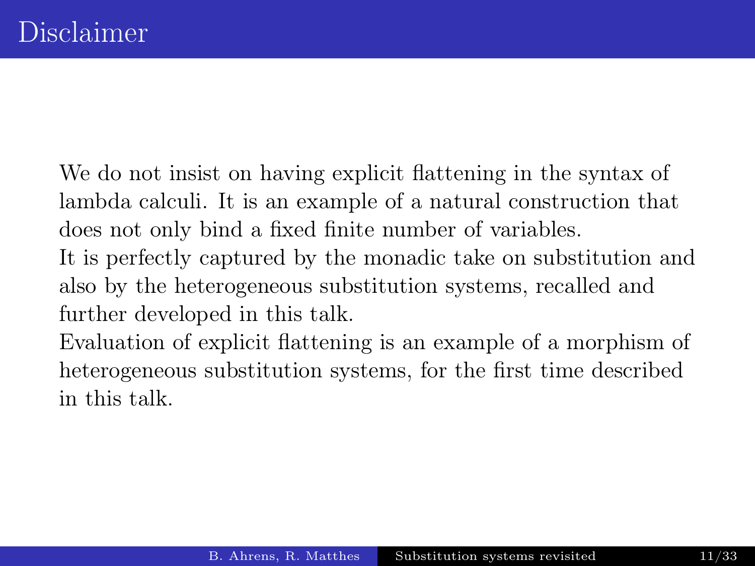# Disclaimer

We do not insist on having explicit flattening in the syntax of lambda calculi. It is an example of a natural construction that does not only bind a fixed finite number of variables.
It is perfectly captured by the monadic take on substitution and also by the heterogeneous substitution systems, recalled and further developed in this talk.
Evaluation of explicit flattening is an example of a morphism of heterogeneous substitution systems, for the first time described in this talk.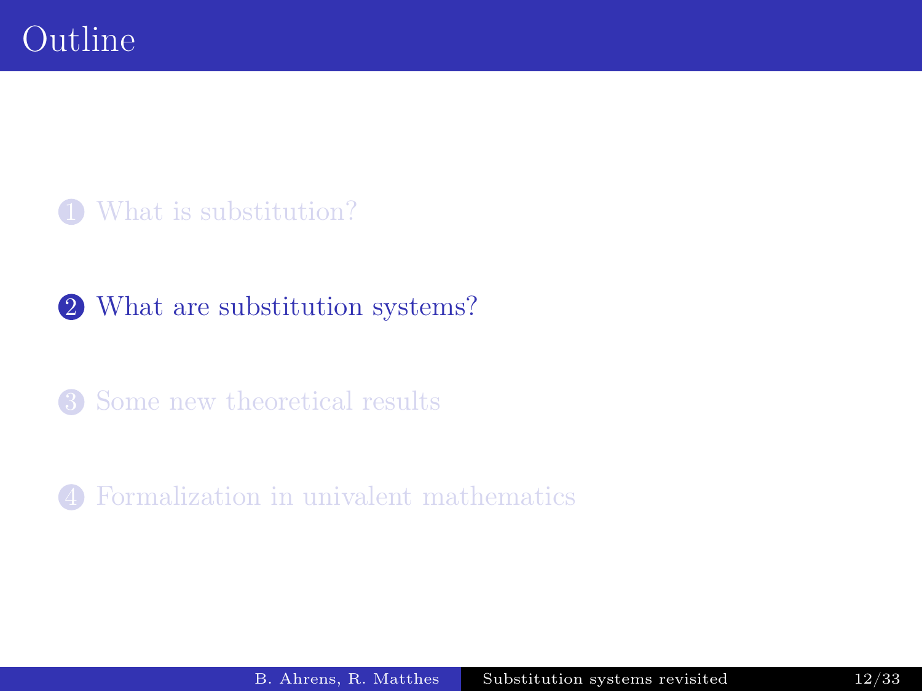# Outline

1. What is substitution?
2. What are substitution systems?
3. Some new theoretical results
4. Formalization in univalent mathematics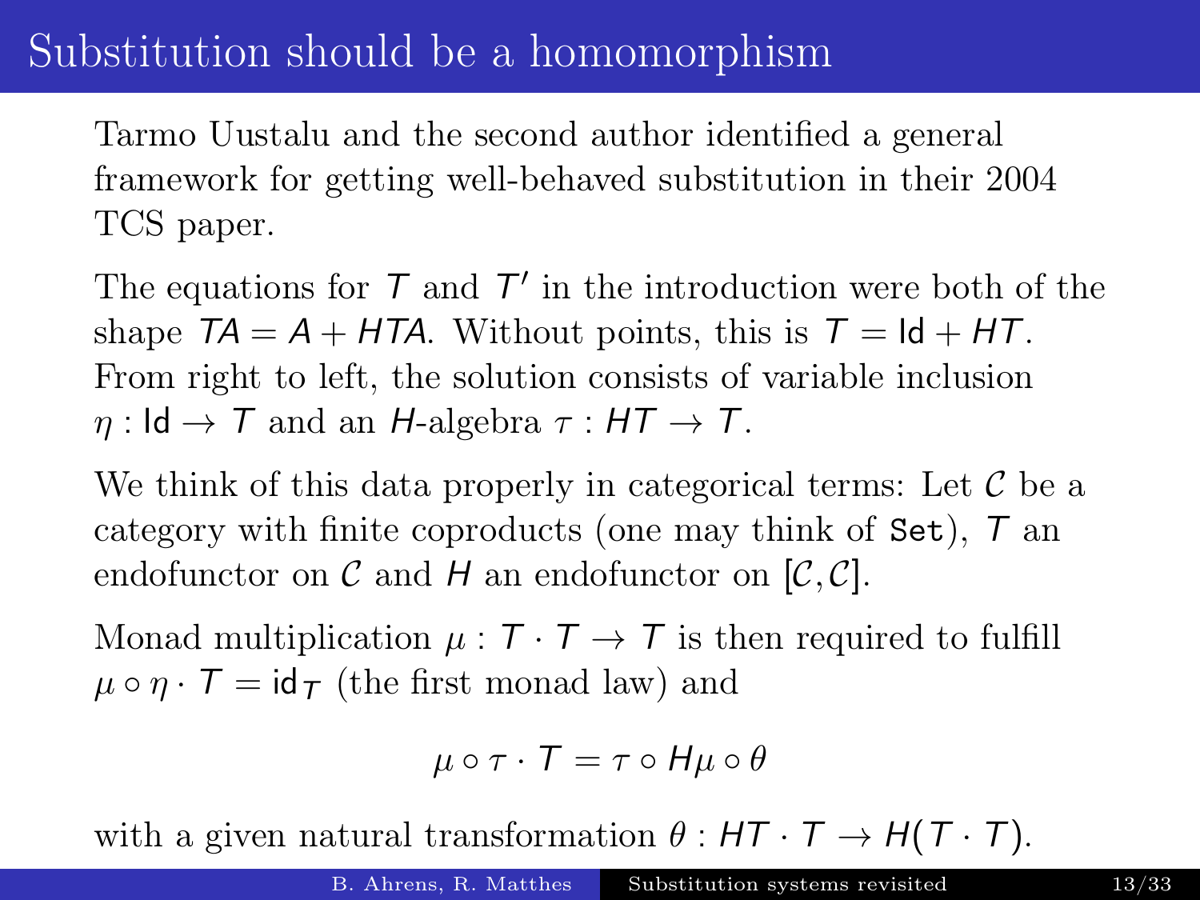# Substitution should be a homomorphism

Tarmo Uustalu and the second author identified a general framework for getting well-behaved substitution in their 2004 TCS paper.

The equations for $T$ and $T'$ in the introduction were both of the shape $TA = A + HTA$. Without points, this is $T = \mathsf{Id} + HT$. From right to left, the solution consists of variable inclusion $\eta : \mathsf{Id} \to T$ and an $H$-algebra $\tau : HT \to T$.

We think of this data properly in categorical terms: Let $\mathcal{C}$ be a category with finite coproducts (one may think of `Set`), $T$ an endofunctor on $\mathcal{C}$ and $H$ an endofunctor on $[\mathcal{C}, \mathcal{C}]$.

Monad multiplication $\mu : T \cdot T \to T$ is then required to fulfill $\mu \circ \eta \cdot T = \mathsf{id}_T$ (the first monad law) and

$$\mu \circ \tau \cdot T = \tau \circ H\mu \circ \theta$$

with a given natural transformation $\theta : HT \cdot T \to H(T \cdot T)$.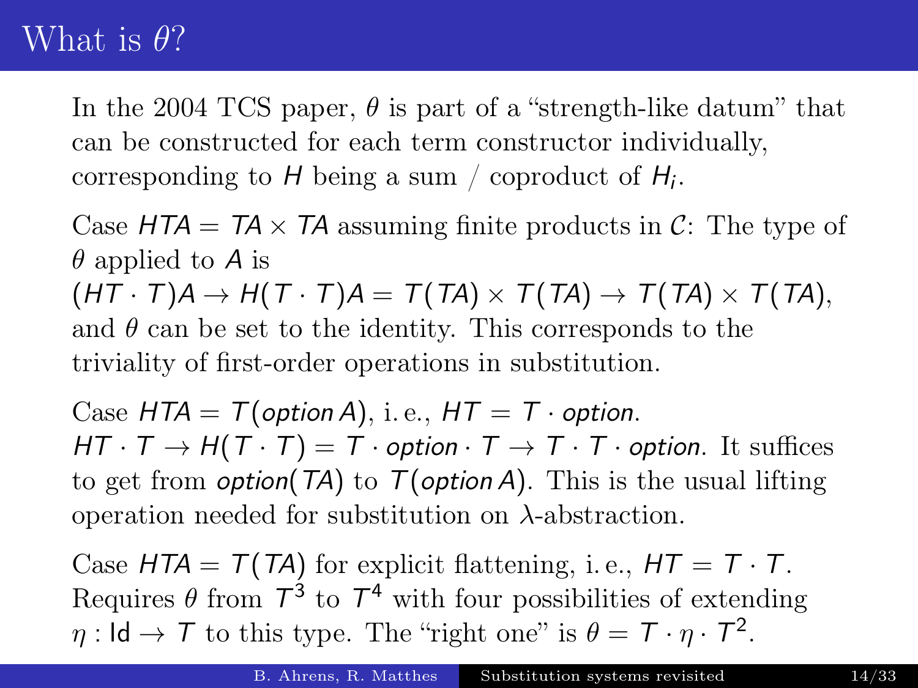# What is $\theta$?

In the 2004 TCS paper, $\theta$ is part of a “strength-like datum” that can be constructed for each term constructor individually, corresponding to $H$ being a sum / coproduct of $H_i$.

Case $HTA = TA \times TA$ assuming finite products in $\mathcal{C}$: The type of $\theta$ applied to $A$ is $(HT \cdot T)A \to H(T \cdot T)A = T(TA) \times T(TA) \to T(TA) \times T(TA)$, and $\theta$ can be set to the identity. This corresponds to the triviality of first-order operations in substitution.

Case $HTA = T(\mathit{option}\, A)$, i. e., $HT = T \cdot \mathit{option}$. $HT \cdot T \to H(T \cdot T) = T \cdot \mathit{option} \cdot T \to T \cdot T \cdot \mathit{option}$. It suffices to get from $\mathit{option}(TA)$ to $T(\mathit{option}\, A)$. This is the usual lifting operation needed for substitution on $\lambda$-abstraction.

Case $HTA = T(TA)$ for explicit flattening, i. e., $HT = T \cdot T$. Requires $\theta$ from $T^3$ to $T^4$ with four possibilities of extending $\eta : \mathsf{Id} \to T$ to this type. The “right one” is $\theta = T \cdot \eta \cdot T^2$.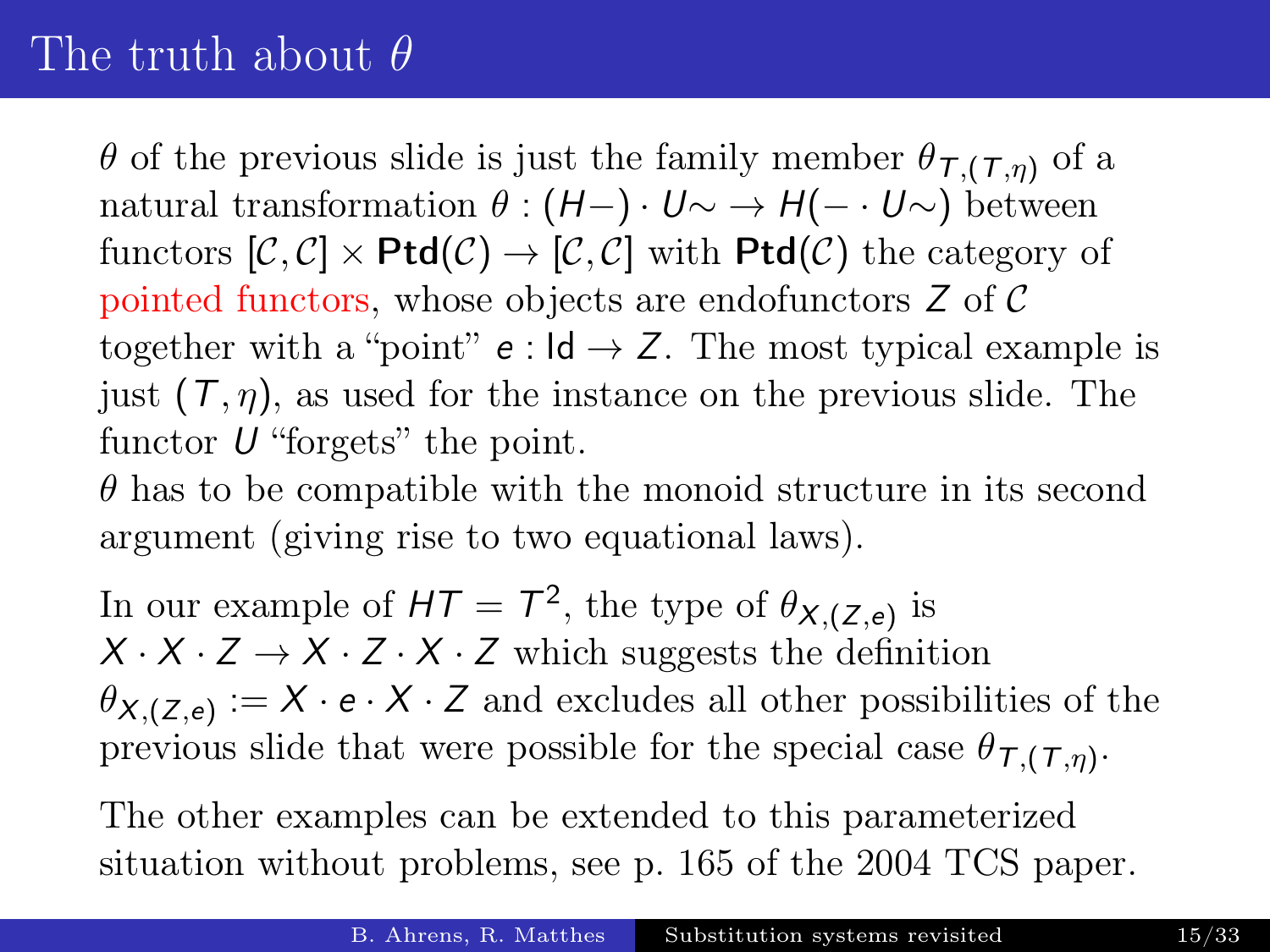# The truth about $\theta$

$\theta$ of the previous slide is just the family member $\theta_{T,(T,\eta)}$ of a natural transformation $\theta : (H-) \cdot U\!\sim\, \to H(- \cdot U\!\sim)$ between functors $[\mathcal{C},\mathcal{C}] \times \mathbf{Ptd}(\mathcal{C}) \to [\mathcal{C},\mathcal{C}]$ with $\mathbf{Ptd}(\mathcal{C})$ the category of pointed functors, whose objects are endofunctors $Z$ of $\mathcal{C}$ together with a "point" $e : \mathsf{Id} \to Z$. The most typical example is just $(T,\eta)$, as used for the instance on the previous slide. The functor $U$ "forgets" the point.

$\theta$ has to be compatible with the monoid structure in its second argument (giving rise to two equational laws).

In our example of $HT = T^2$, the type of $\theta_{X,(Z,e)}$ is $X \cdot X \cdot Z \to X \cdot Z \cdot X \cdot Z$ which suggests the definition $\theta_{X,(Z,e)} := X \cdot e \cdot X \cdot Z$ and excludes all other possibilities of the previous slide that were possible for the special case $\theta_{T,(T,\eta)}$.

The other examples can be extended to this parameterized situation without problems, see p. 165 of the 2004 TCS paper.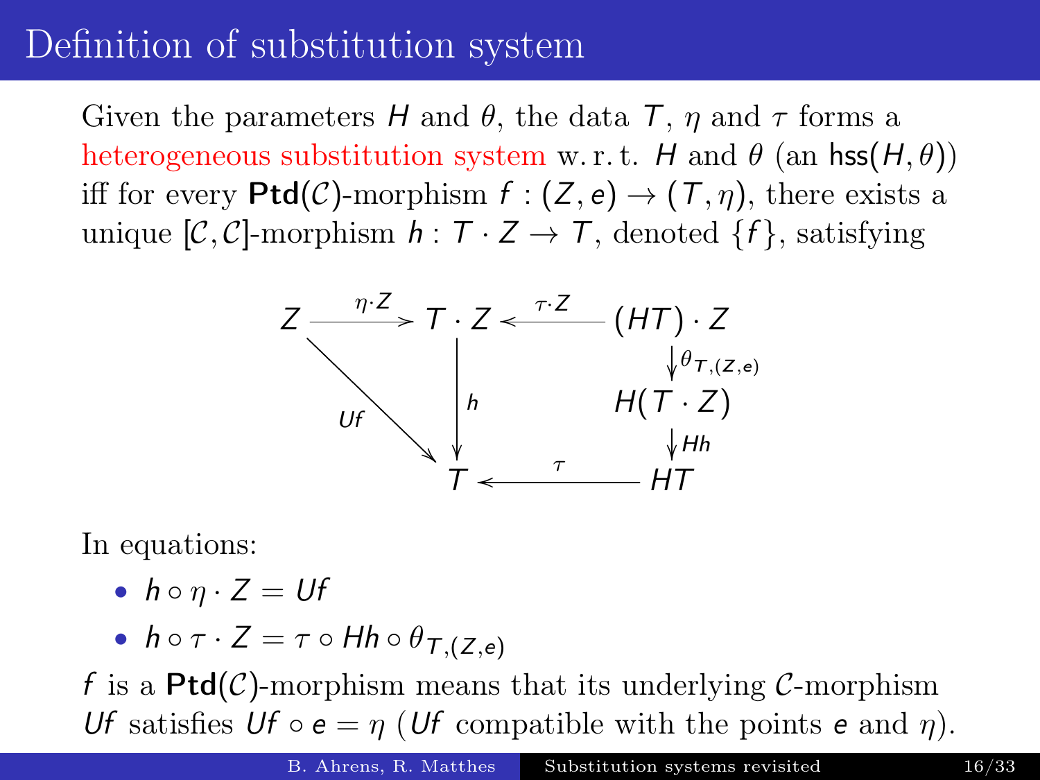# Definition of substitution system

Given the parameters $H$ and $\theta$, the data $T$, $\eta$ and $\tau$ forms a heterogeneous substitution system w. r. t. $H$ and $\theta$ (an $\mathsf{hss}(H, \theta)$) iff for every $\mathbf{Ptd}(\mathcal{C})$-morphism $f : (Z, e) \to (T, \eta)$, there exists a unique $[\mathcal{C}, \mathcal{C}]$-morphism $h : T \cdot Z \to T$, denoted $\{f\}$, satisfying

$$
\begin{array}{ccccc}
Z & \xrightarrow{\eta \cdot Z} & T \cdot Z & \xleftarrow{\tau \cdot Z} & (HT) \cdot Z \\
& \searrow^{Uf} & \downarrow h & & \downarrow \theta_{T,(Z,e)} \\
& & & & H(T \cdot Z) \\
& & & & \downarrow Hh \\
& & T & \xleftarrow{\tau} & HT
\end{array}
$$

In equations:

- $h \circ \eta \cdot Z = Uf$
- $h \circ \tau \cdot Z = \tau \circ Hh \circ \theta_{T,(Z,e)}$

$f$ is a $\mathbf{Ptd}(\mathcal{C})$-morphism means that its underlying $\mathcal{C}$-morphism $Uf$ satisfies $Uf \circ e = \eta$ ($Uf$ compatible with the points $e$ and $\eta$).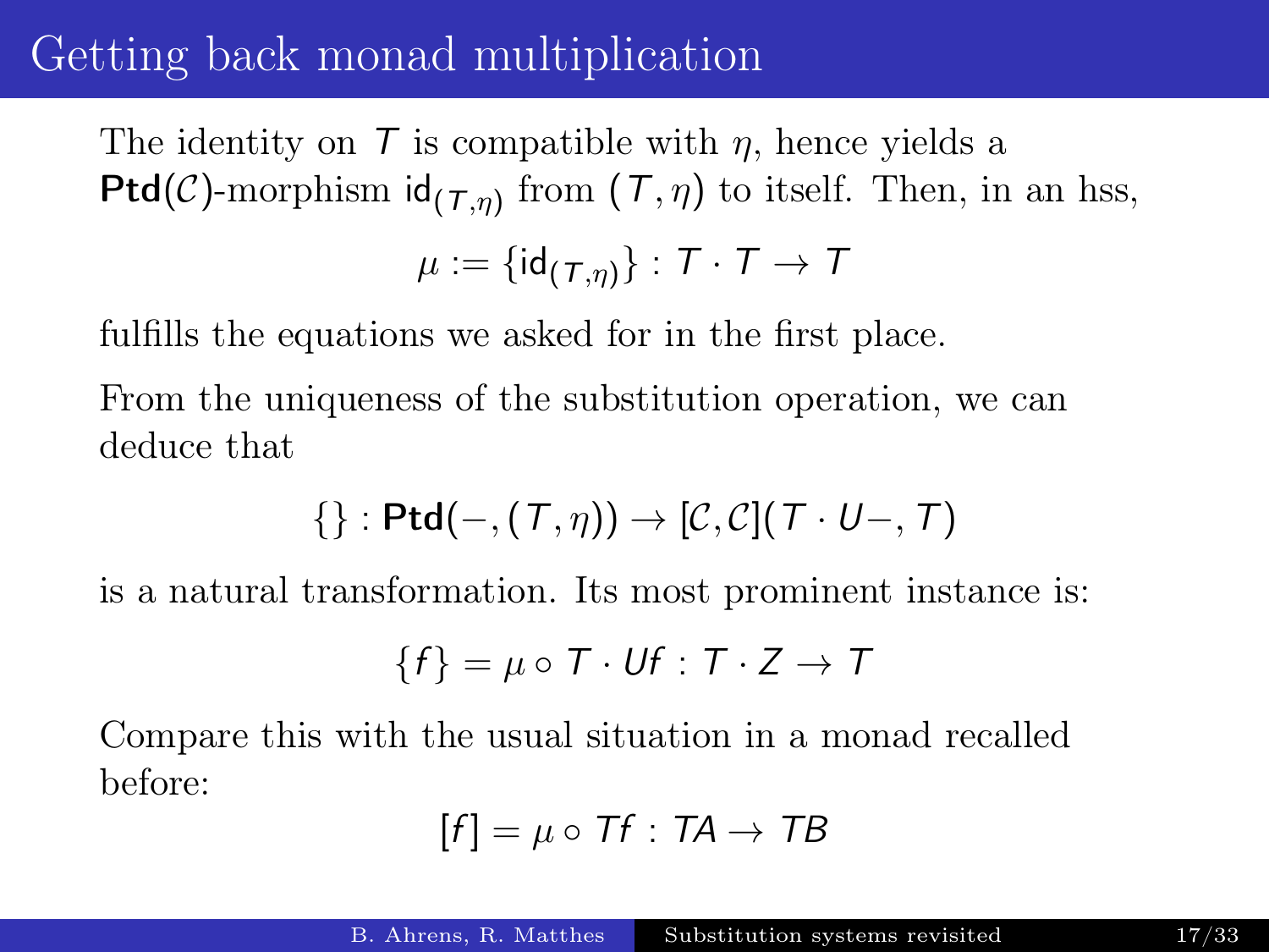# Getting back monad multiplication

The identity on $T$ is compatible with $\eta$, hence yields a $\mathbf{Ptd}(\mathcal{C})$-morphism $\mathsf{id}_{(T,\eta)}$ from $(T, \eta)$ to itself. Then, in an hss,

$$\mu := \{\mathsf{id}_{(T,\eta)}\} : T \cdot T \to T$$

fulfills the equations we asked for in the first place.

From the uniqueness of the substitution operation, we can deduce that

$$\{\} : \mathbf{Ptd}(-, (T, \eta)) \to [\mathcal{C}, \mathcal{C}](T \cdot U-, T)$$

is a natural transformation. Its most prominent instance is:

$$\{f\} = \mu \circ T \cdot Uf : T \cdot Z \to T$$

Compare this with the usual situation in a monad recalled before:

$$[f] = \mu \circ Tf : TA \to TB$$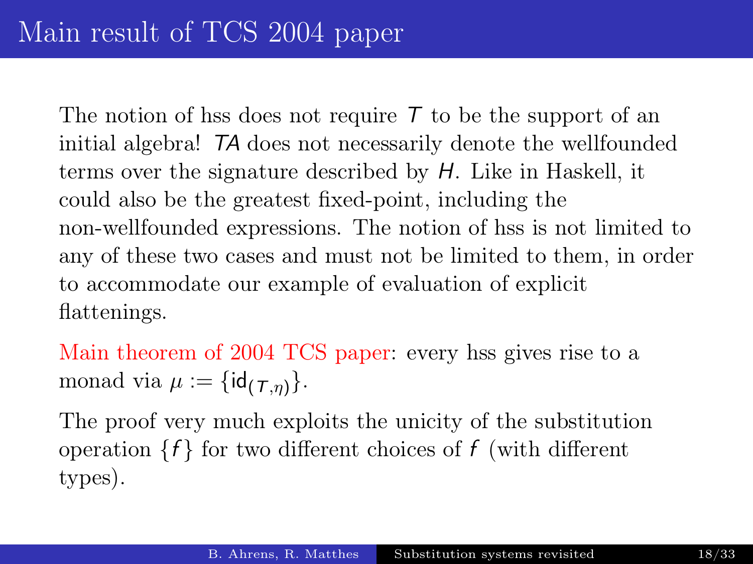# Main result of TCS 2004 paper

The notion of hss does not require $T$ to be the support of an initial algebra! $TA$ does not necessarily denote the wellfounded terms over the signature described by $H$. Like in Haskell, it could also be the greatest fixed-point, including the non-wellfounded expressions. The notion of hss is not limited to any of these two cases and must not be limited to them, in order to accommodate our example of evaluation of explicit flattenings.

Main theorem of 2004 TCS paper: every hss gives rise to a monad via $\mu := \{\mathsf{id}_{(T,\eta)}\}$.

The proof very much exploits the unicity of the substitution operation $\{f\}$ for two different choices of $f$ (with different types).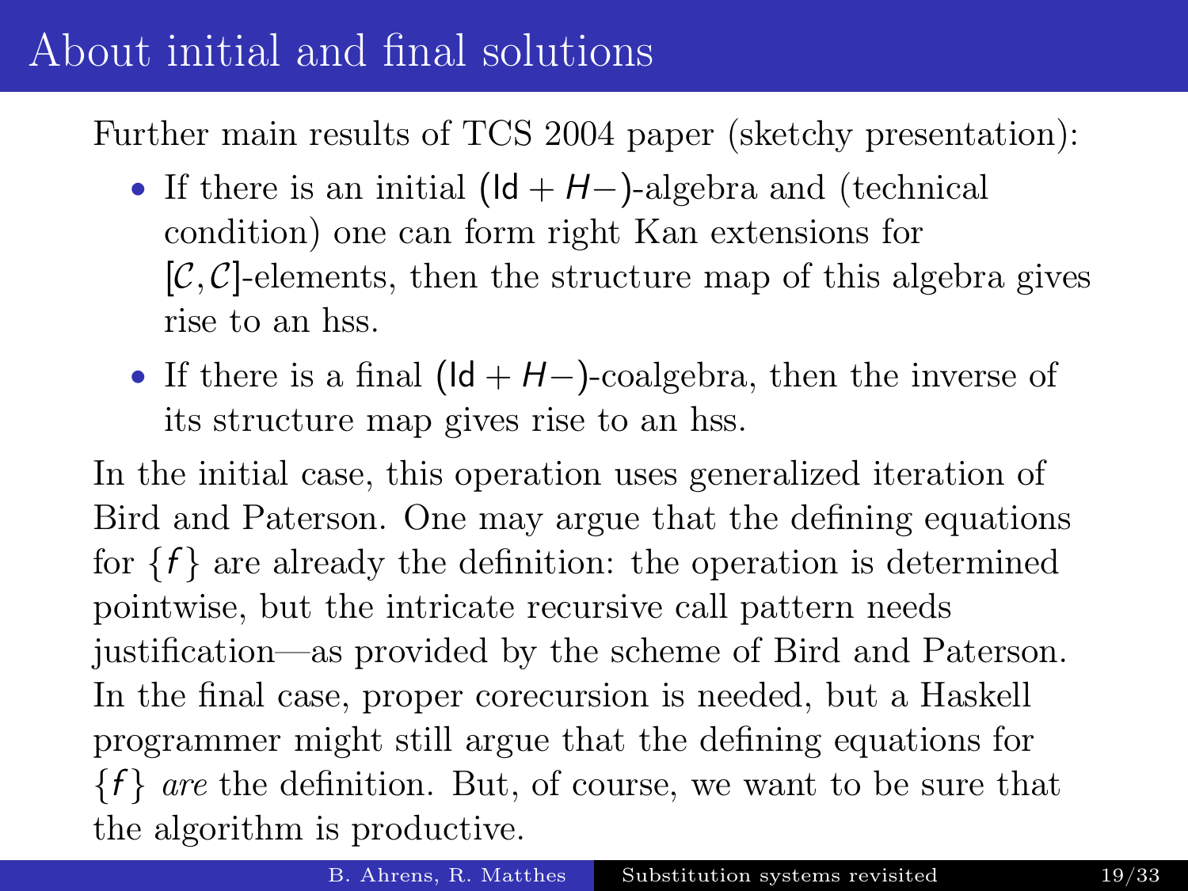# About initial and final solutions

Further main results of TCS 2004 paper (sketchy presentation):

- If there is an initial $(\mathsf{Id} + H-)$-algebra and (technical condition) one can form right Kan extensions for $[\mathcal{C}, \mathcal{C}]$-elements, then the structure map of this algebra gives rise to an hss.
- If there is a final $(\mathsf{Id} + H-)$-coalgebra, then the inverse of its structure map gives rise to an hss.

In the initial case, this operation uses generalized iteration of Bird and Paterson. One may argue that the defining equations for $\{f\}$ are already the definition: the operation is determined pointwise, but the intricate recursive call pattern needs justification—as provided by the scheme of Bird and Paterson. In the final case, proper corecursion is needed, but a Haskell programmer might still argue that the defining equations for $\{f\}$ *are* the definition. But, of course, we want to be sure that the algorithm is productive.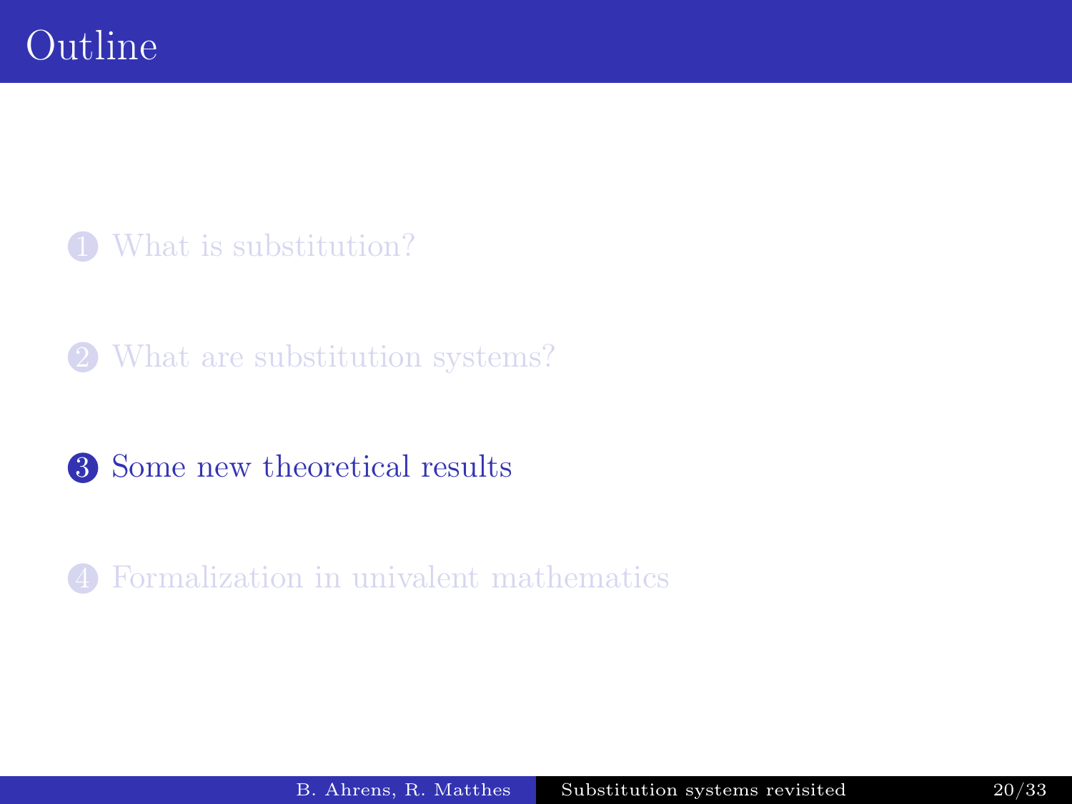# Outline

1. What is substitution?
2. What are substitution systems?
3. Some new theoretical results
4. Formalization in univalent mathematics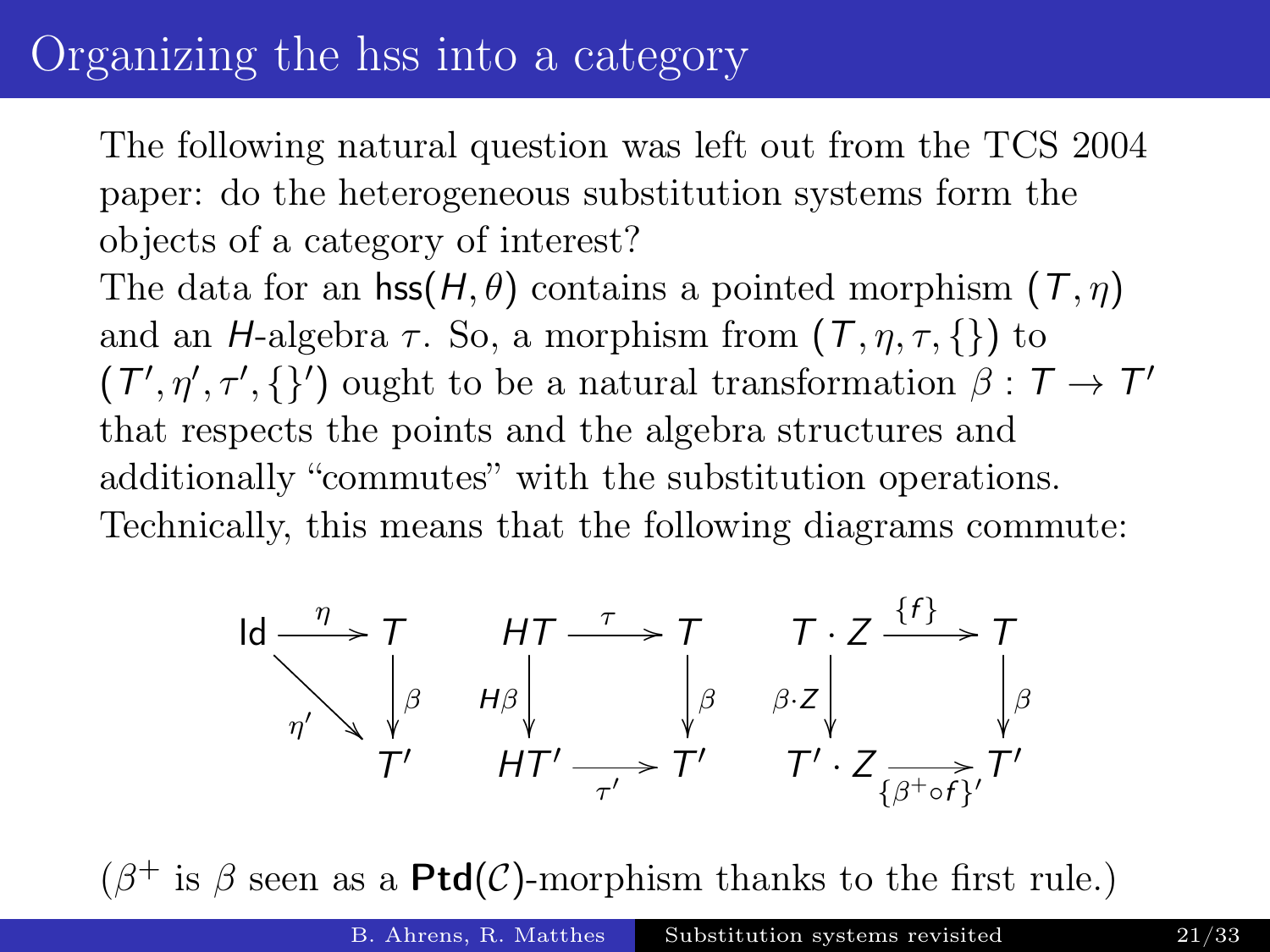# Organizing the hss into a category

The following natural question was left out from the TCS 2004 paper: do the heterogeneous substitution systems form the objects of a category of interest?

The data for an $\mathsf{hss}(H, \theta)$ contains a pointed morphism $(T, \eta)$ and an $H$-algebra $\tau$. So, a morphism from $(T, \eta, \tau, \{\})$ to $(T', \eta', \tau', \{\}')$ ought to be a natural transformation $\beta : T \to T'$ that respects the points and the algebra structures and additionally "commutes" with the substitution operations. Technically, this means that the following diagrams commute:

$$
\begin{array}{ccc}
\mathsf{Id} \xrightarrow{\ \eta\ } T & \quad HT \xrightarrow{\ \tau\ } T & \quad T \cdot Z \xrightarrow{\ \{f\}\ } T \\
\eta' \searrow \quad \downarrow \beta & \quad H\beta \downarrow \qquad \downarrow \beta & \quad \beta \cdot Z \downarrow \qquad \downarrow \beta \\
\quad T' & \quad HT' \xrightarrow[\ \tau'\ ]{} T' & \quad T' \cdot Z \xrightarrow[\ \{\beta^+ \circ f\}'\ ]{} T'
\end{array}
$$

($\beta^+$ is $\beta$ seen as a $\mathbf{Ptd}(\mathcal{C})$-morphism thanks to the first rule.)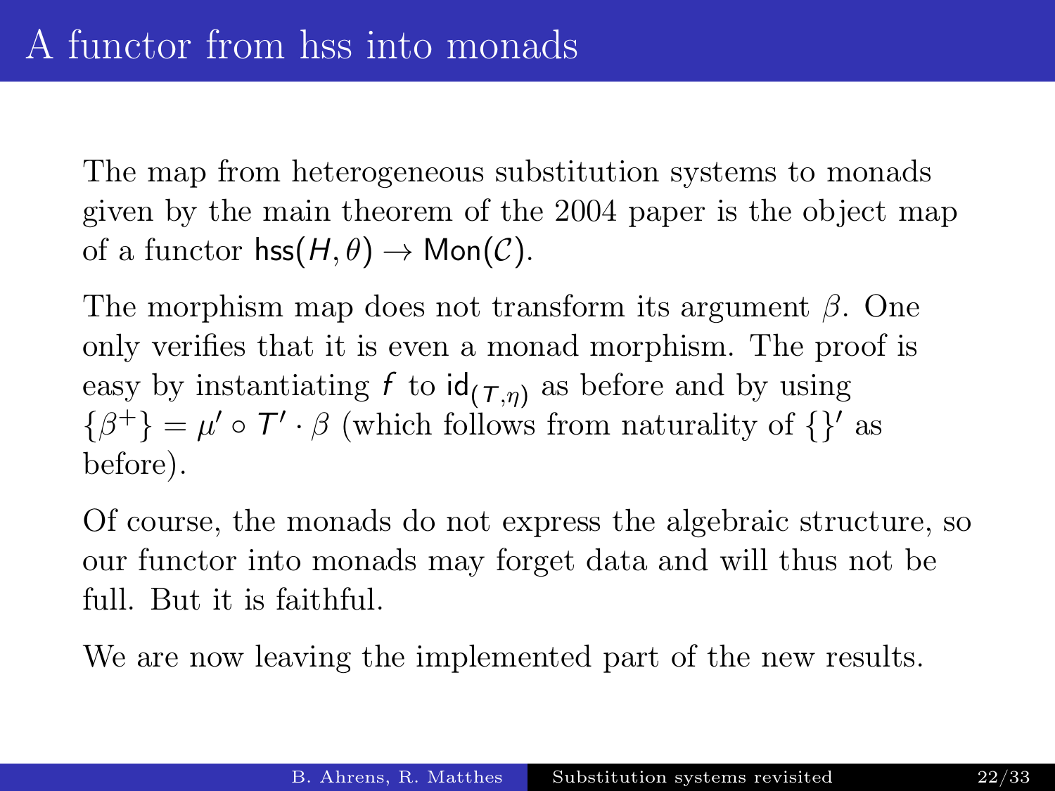# A functor from hss into monads

The map from heterogeneous substitution systems to monads given by the main theorem of the 2004 paper is the object map of a functor $\mathsf{hss}(H, \theta) \to \mathsf{Mon}(\mathcal{C})$.

The morphism map does not transform its argument $\beta$. One only verifies that it is even a monad morphism. The proof is easy by instantiating $f$ to $\mathsf{id}_{(T,\eta)}$ as before and by using $\{\beta^+\} = \mu' \circ T' \cdot \beta$ (which follows from naturality of $\{\}'$ as before).

Of course, the monads do not express the algebraic structure, so our functor into monads may forget data and will thus not be full. But it is faithful.

We are now leaving the implemented part of the new results.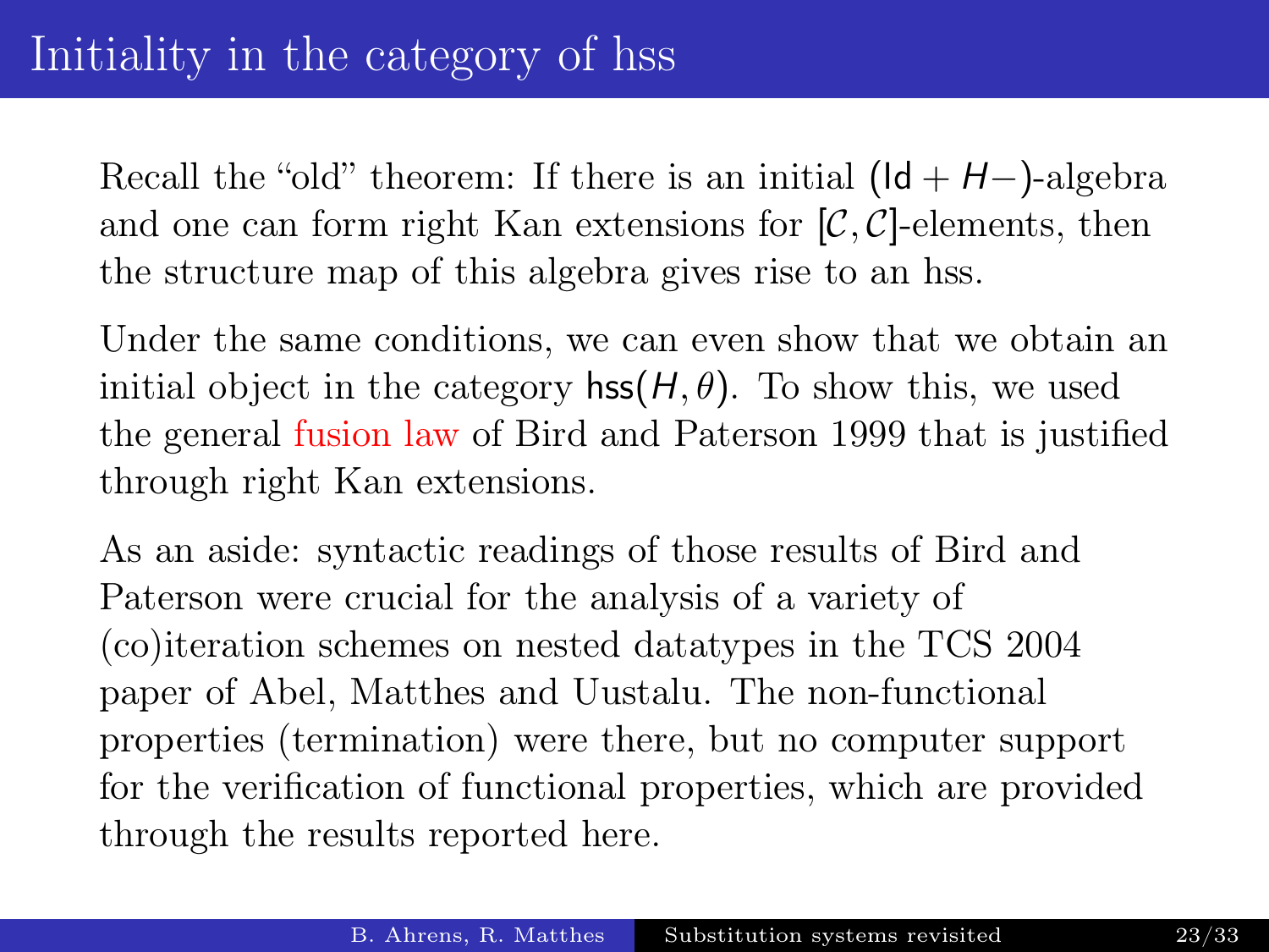# Initiality in the category of hss

Recall the "old" theorem: If there is an initial $(\mathsf{Id} + H-)$-algebra and one can form right Kan extensions for $[\mathcal{C}, \mathcal{C}]$-elements, then the structure map of this algebra gives rise to an hss.

Under the same conditions, we can even show that we obtain an initial object in the category $\mathsf{hss}(H, \theta)$. To show this, we used the general fusion law of Bird and Paterson 1999 that is justified through right Kan extensions.

As an aside: syntactic readings of those results of Bird and Paterson were crucial for the analysis of a variety of (co)iteration schemes on nested datatypes in the TCS 2004 paper of Abel, Matthes and Uustalu. The non-functional properties (termination) were there, but no computer support for the verification of functional properties, which are provided through the results reported here.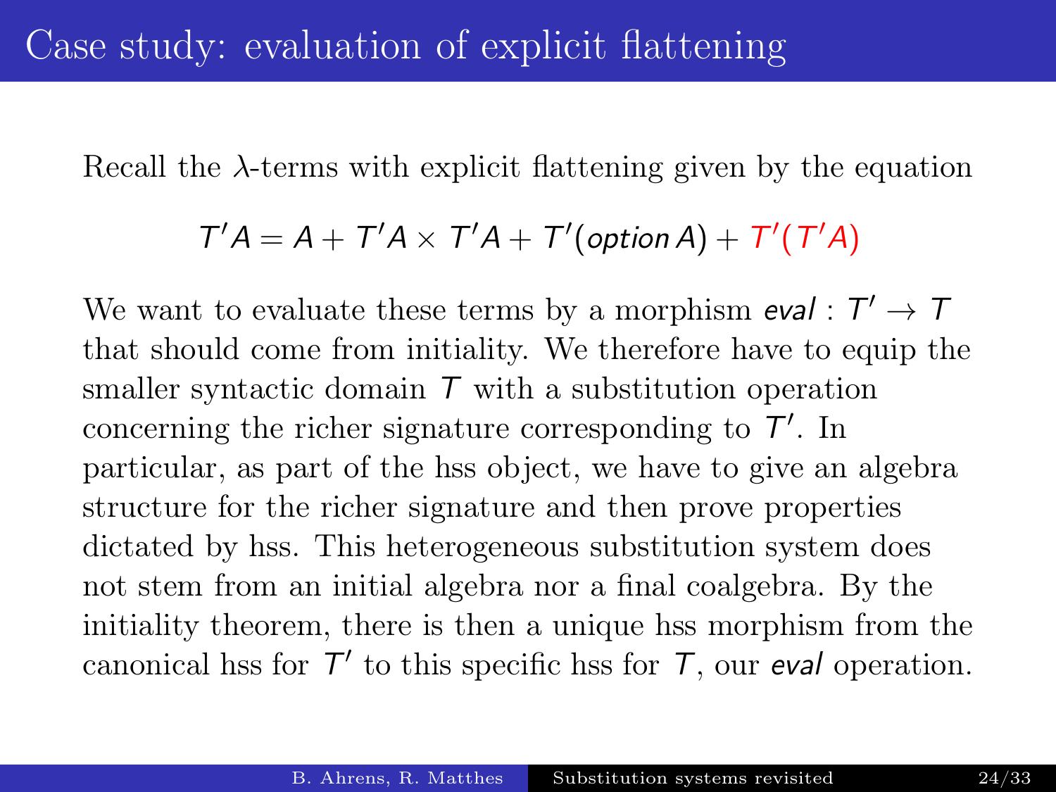# Case study: evaluation of explicit flattening

Recall the $\lambda$-terms with explicit flattening given by the equation

$$T'A = A + T'A \times T'A + T'(\mathit{option}\,A) + T'(T'A)$$

We want to evaluate these terms by a morphism $\mathit{eval} : T' \to T$ that should come from initiality. We therefore have to equip the smaller syntactic domain $T$ with a substitution operation concerning the richer signature corresponding to $T'$. In particular, as part of the hss object, we have to give an algebra structure for the richer signature and then prove properties dictated by hss. This heterogeneous substitution system does not stem from an initial algebra nor a final coalgebra. By the initiality theorem, there is then a unique hss morphism from the canonical hss for $T'$ to this specific hss for $T$, our $\mathit{eval}$ operation.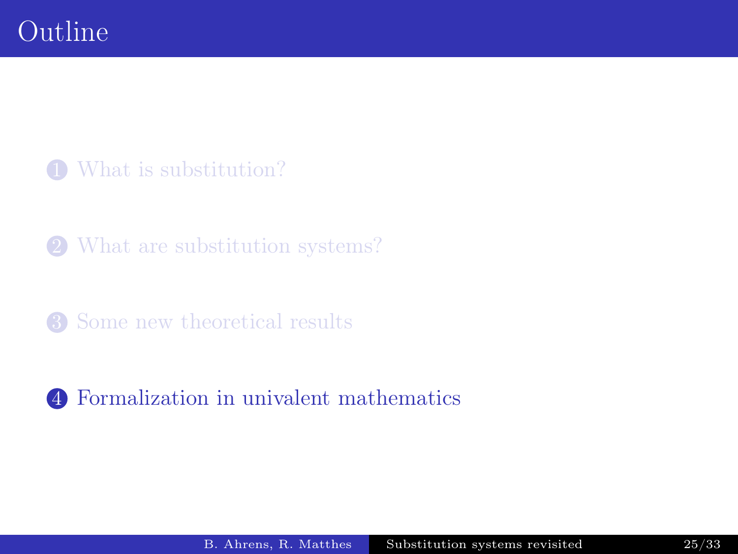# Outline

1. What is substitution?
2. What are substitution systems?
3. Some new theoretical results
4. Formalization in univalent mathematics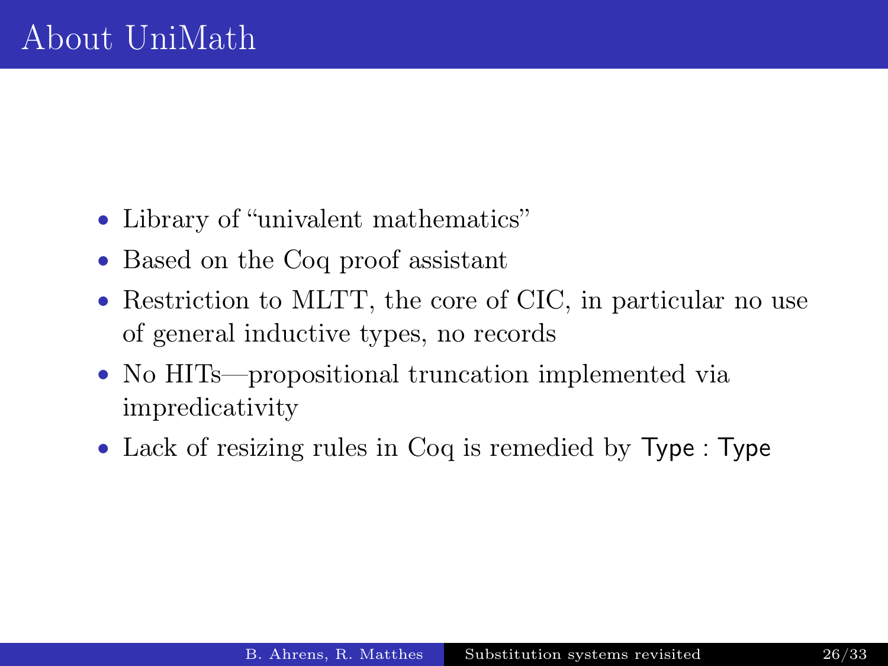# About UniMath

- Library of "univalent mathematics"
- Based on the Coq proof assistant
- Restriction to MLTT, the core of CIC, in particular no use of general inductive types, no records
- No HITs—propositional truncation implemented via impredicativity
- Lack of resizing rules in Coq is remedied by $\mathsf{Type} : \mathsf{Type}$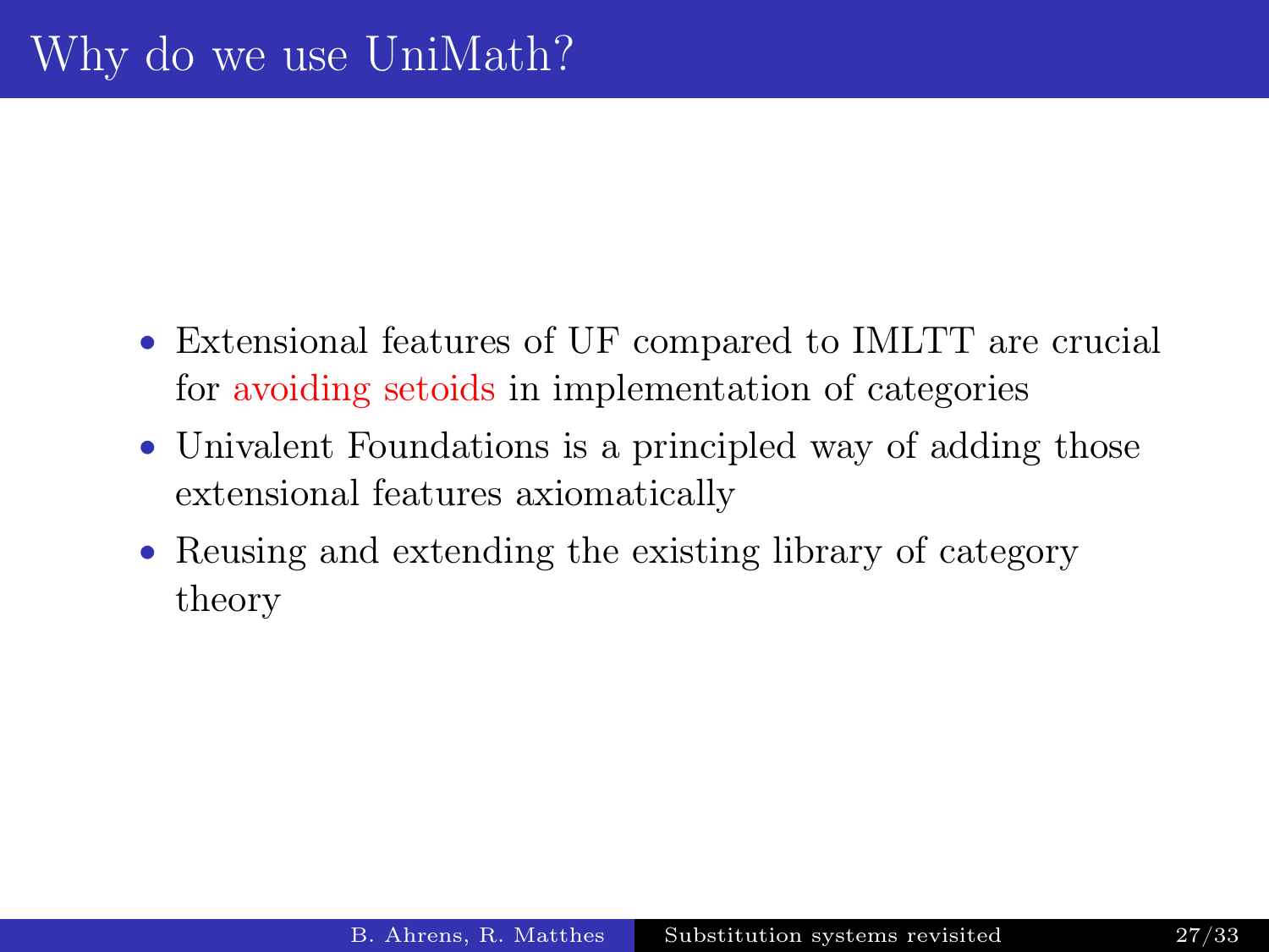# Why do we use UniMath?

- Extensional features of UF compared to IMLTT are crucial for avoiding setoids in implementation of categories
- Univalent Foundations is a principled way of adding those extensional features axiomatically
- Reusing and extending the existing library of category theory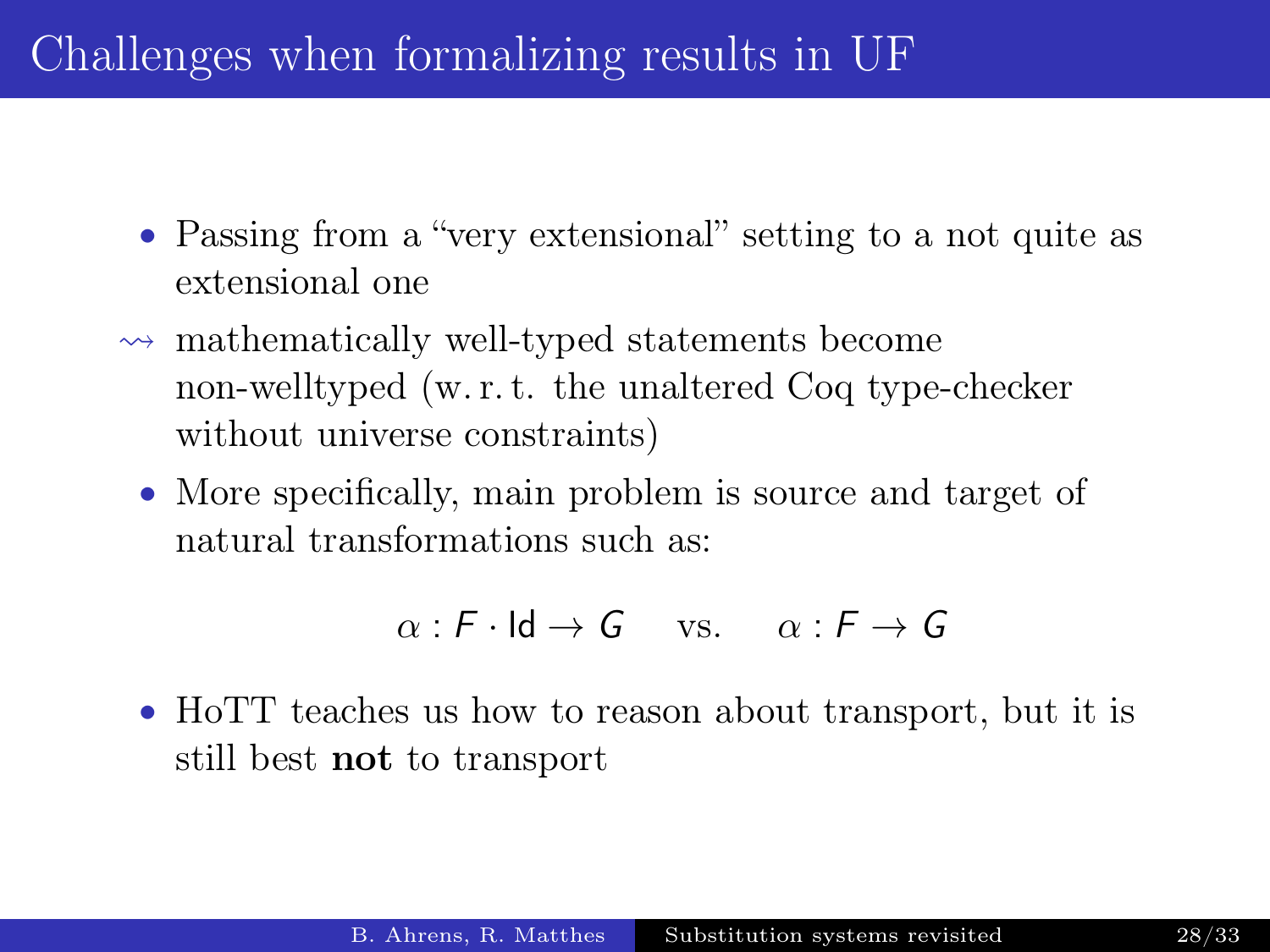# Challenges when formalizing results in UF

- Passing from a "very extensional" setting to a not quite as extensional one

$\rightsquigarrow$ mathematically well-typed statements become non-welltyped (w. r. t. the unaltered Coq type-checker without universe constraints)

- More specifically, main problem is source and target of natural transformations such as:

$$\alpha : F \cdot \mathsf{Id} \to G \quad \text{vs.} \quad \alpha : F \to G$$

- HoTT teaches us how to reason about transport, but it is still best **not** to transport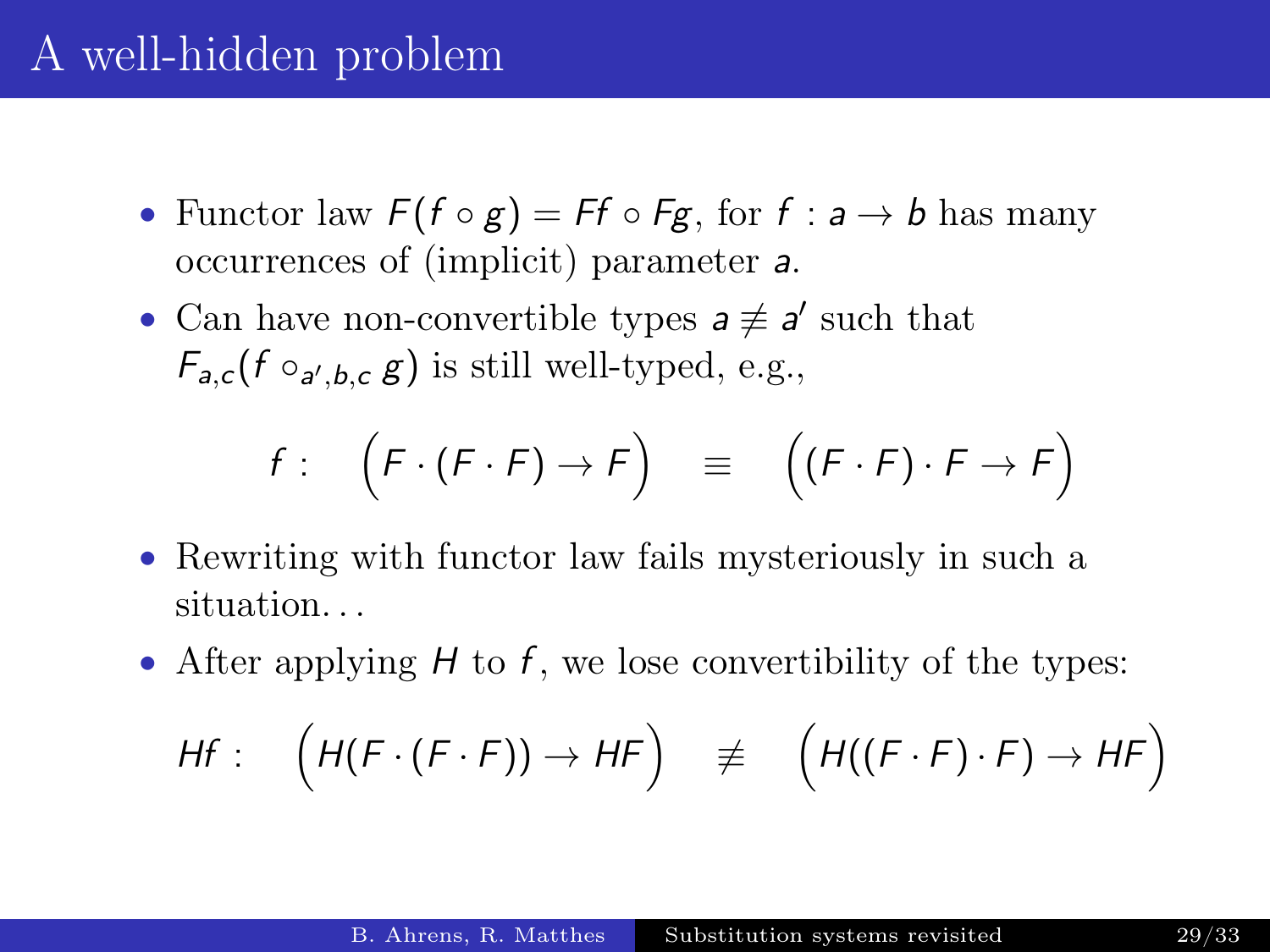# A well-hidden problem

- Functor law $F(f \circ g) = Ff \circ Fg$, for $f : a \to b$ has many occurrences of (implicit) parameter $a$.
- Can have non-convertible types $a \not\equiv a'$ such that $F_{a,c}(f \circ_{a',b,c} g)$ is still well-typed, e.g.,

$$f : \quad \Big(F \cdot (F \cdot F) \to F\Big) \quad \equiv \quad \Big((F \cdot F) \cdot F \to F\Big)$$

- Rewriting with functor law fails mysteriously in such a situation...
- After applying $H$ to $f$, we lose convertibility of the types:

$$Hf : \quad \Big(H(F \cdot (F \cdot F)) \to HF\Big) \quad \not\equiv \quad \Big(H((F \cdot F) \cdot F) \to HF\Big)$$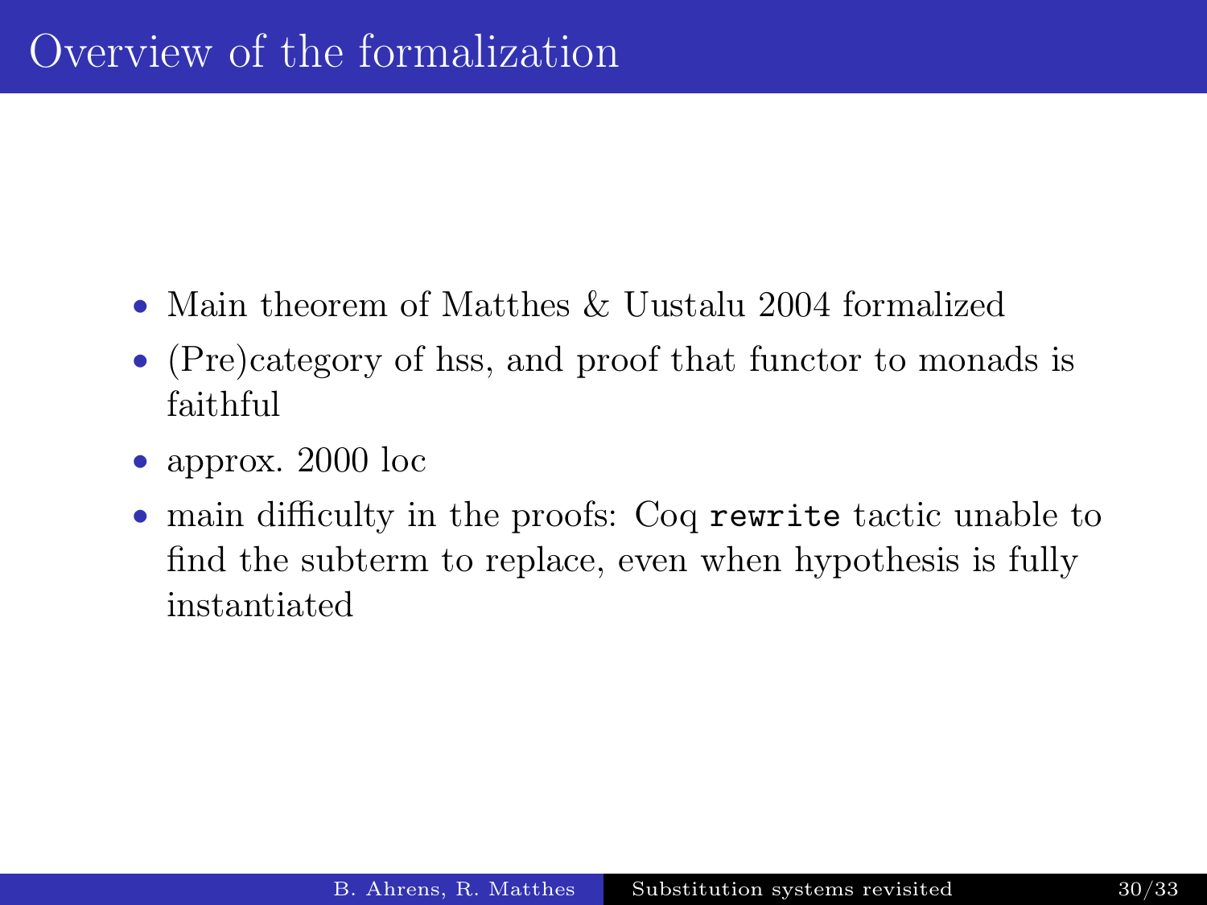# Overview of the formalization

- Main theorem of Matthes & Uustalu 2004 formalized
- (Pre)category of hss, and proof that functor to monads is faithful
- approx. 2000 loc
- main difficulty in the proofs: Coq `rewrite` tactic unable to find the subterm to replace, even when hypothesis is fully instantiated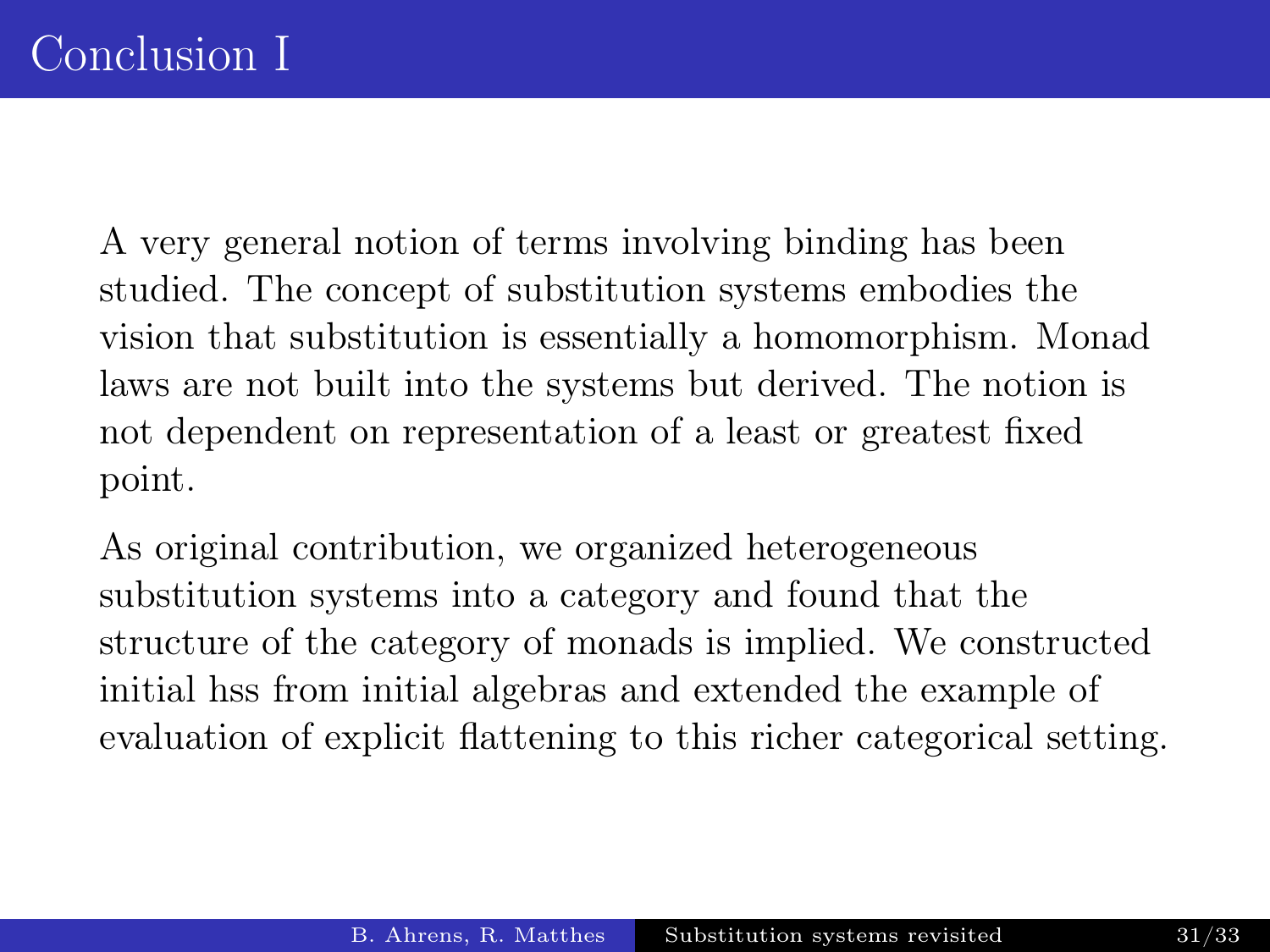# Conclusion I

A very general notion of terms involving binding has been studied. The concept of substitution systems embodies the vision that substitution is essentially a homomorphism. Monad laws are not built into the systems but derived. The notion is not dependent on representation of a least or greatest fixed point.

As original contribution, we organized heterogeneous substitution systems into a category and found that the structure of the category of monads is implied. We constructed initial hss from initial algebras and extended the example of evaluation of explicit flattening to this richer categorical setting.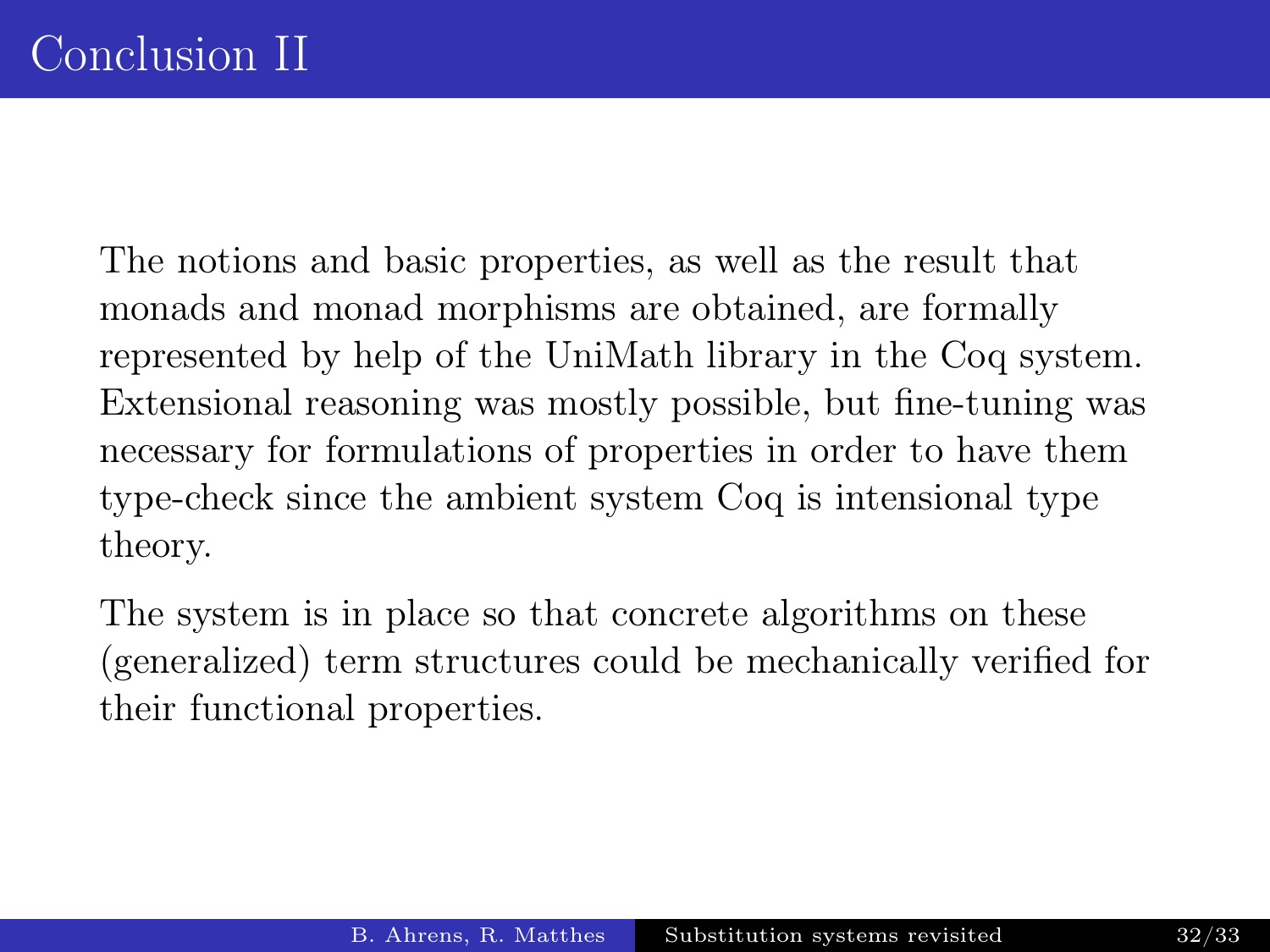# Conclusion II

The notions and basic properties, as well as the result that monads and monad morphisms are obtained, are formally represented by help of the UniMath library in the Coq system. Extensional reasoning was mostly possible, but fine-tuning was necessary for formulations of properties in order to have them type-check since the ambient system Coq is intensional type theory.

The system is in place so that concrete algorithms on these (generalized) term structures could be mechanically verified for their functional properties.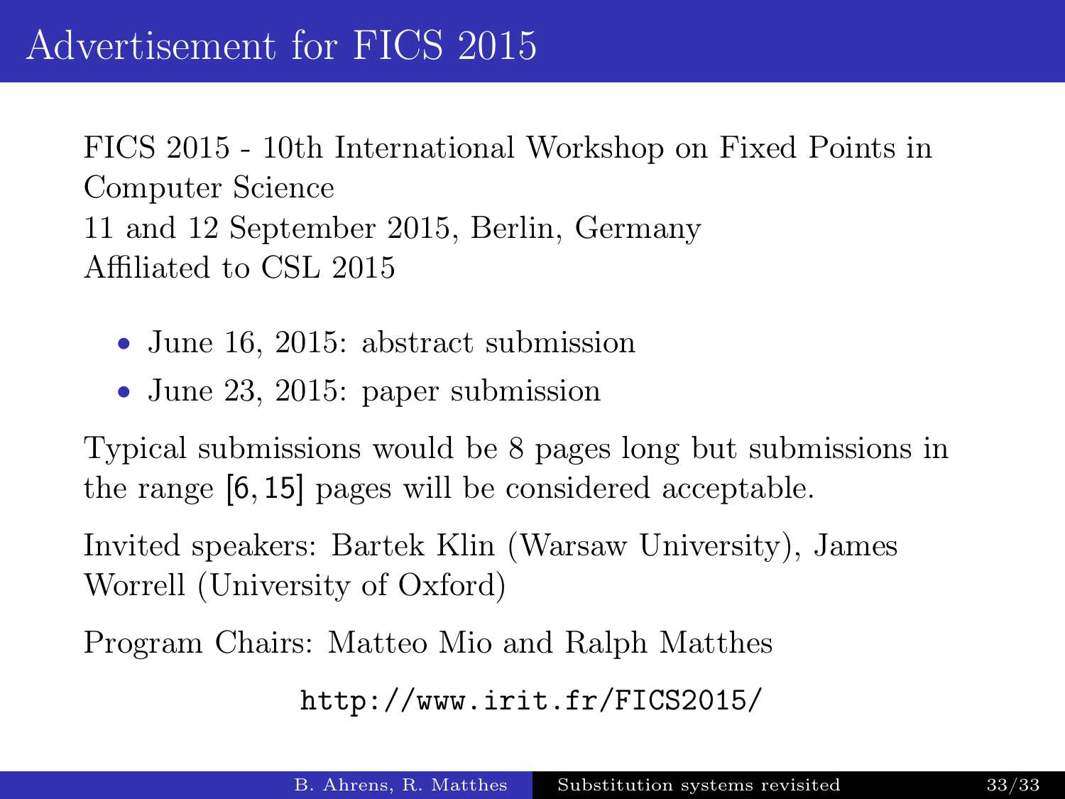# Advertisement for FICS 2015

FICS 2015 - 10th International Workshop on Fixed Points in Computer Science
11 and 12 September 2015, Berlin, Germany
Affiliated to CSL 2015

- June 16, 2015: abstract submission
- June 23, 2015: paper submission

Typical submissions would be 8 pages long but submissions in the range $[6, 15]$ pages will be considered acceptable.

Invited speakers: Bartek Klin (Warsaw University), James Worrell (University of Oxford)

Program Chairs: Matteo Mio and Ralph Matthes

`http://www.irit.fr/FICS2015/`